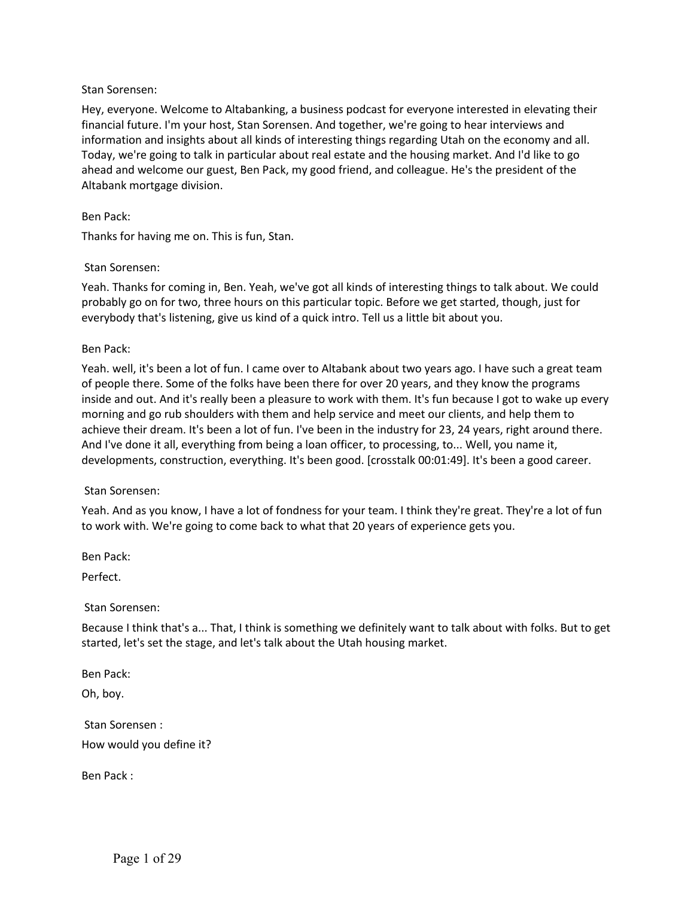Stan Sorensen:

Hey, everyone. Welcome to Altabanking, a business podcast for everyone interested in elevating their financial future. I'm your host, Stan Sorensen. And together, we're going to hear interviews and information and insights about all kinds of interesting things regarding Utah on the economy and all. Today, we're going to talk in particular about real estate and the housing market. And I'd like to go ahead and welcome our guest, Ben Pack, my good friend, and colleague. He's the president of the Altabank mortgage division.

Ben Pack:

Thanks for having me on. This is fun, Stan.

Stan Sorensen:

Yeah. Thanks for coming in, Ben. Yeah, we've got all kinds of interesting things to talk about. We could probably go on for two, three hours on this particular topic. Before we get started, though, just for everybody that's listening, give us kind of a quick intro. Tell us a little bit about you.

Ben Pack:

Yeah. well, it's been a lot of fun. I came over to Altabank about two years ago. I have such a great team of people there. Some of the folks have been there for over 20 years, and they know the programs inside and out. And it's really been a pleasure to work with them. It's fun because I got to wake up every morning and go rub shoulders with them and help service and meet our clients, and help them to achieve their dream. It's been a lot of fun. I've been in the industry for 23, 24 years, right around there. And I've done it all, everything from being a loan officer, to processing, to... Well, you name it, developments, construction, everything. It's been good. [crosstalk 00:01:49]. It's been a good career.

Stan Sorensen:

Yeah. And as you know, I have a lot of fondness for your team. I think they're great. They're a lot of fun to work with. We're going to come back to what that 20 years of experience gets you.

Ben Pack:

Perfect.

Stan Sorensen:

Because I think that's a... That, I think is something we definitely want to talk about with folks. But to get started, let's set the stage, and let's talk about the Utah housing market.

Ben Pack:

Oh, boy.

Stan Sorensen :

How would you define it?

Ben Pack :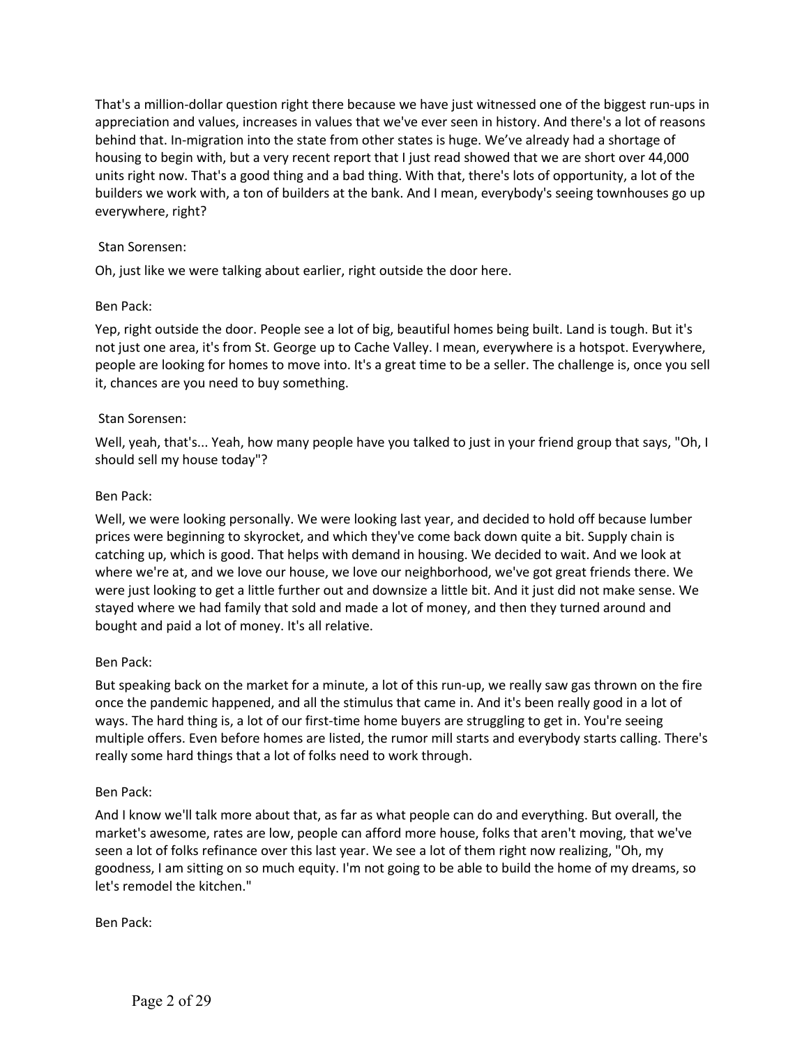That's a million-dollar question right there because we have just witnessed one of the biggest run-ups in appreciation and values, increases in values that we've ever seen in history. And there's a lot of reasons behind that. In-migration into the state from other states is huge. We've already had a shortage of housing to begin with, but a very recent report that I just read showed that we are short over 44,000 units right now. That's a good thing and a bad thing. With that, there's lots of opportunity, a lot of the builders we work with, a ton of builders at the bank. And I mean, everybody's seeing townhouses go up everywhere, right?

Stan Sorensen:

Oh, just like we were talking about earlier, right outside the door here.

Ben Pack:

Yep, right outside the door. People see a lot of big, beautiful homes being built. Land is tough. But it's not just one area, it's from St. George up to Cache Valley. I mean, everywhere is a hotspot. Everywhere, people are looking for homes to move into. It's a great time to be a seller. The challenge is, once you sell it, chances are you need to buy something.

Stan Sorensen:

Well, yeah, that's... Yeah, how many people have you talked to just in your friend group that says, "Oh, I should sell my house today"?

Ben Pack:

Well, we were looking personally. We were looking last year, and decided to hold off because lumber prices were beginning to skyrocket, and which they've come back down quite a bit. Supply chain is catching up, which is good. That helps with demand in housing. We decided to wait. And we look at where we're at, and we love our house, we love our neighborhood, we've got great friends there. We were just looking to get a little further out and downsize a little bit. And it just did not make sense. We stayed where we had family that sold and made a lot of money, and then they turned around and bought and paid a lot of money. It's all relative.

Ben Pack:

But speaking back on the market for a minute, a lot of this run-up, we really saw gas thrown on the fire once the pandemic happened, and all the stimulus that came in. And it's been really good in a lot of ways. The hard thing is, a lot of our first-time home buyers are struggling to get in. You're seeing multiple offers. Even before homes are listed, the rumor mill starts and everybody starts calling. There's really some hard things that a lot of folks need to work through.

Ben Pack:

And I know we'll talk more about that, as far as what people can do and everything. But overall, the market's awesome, rates are low, people can afford more house, folks that aren't moving, that we've seen a lot of folks refinance over this last year. We see a lot of them right now realizing, "Oh, my goodness, I am sitting on so much equity. I'm not going to be able to build the home of my dreams, so let's remodel the kitchen."

Ben Pack: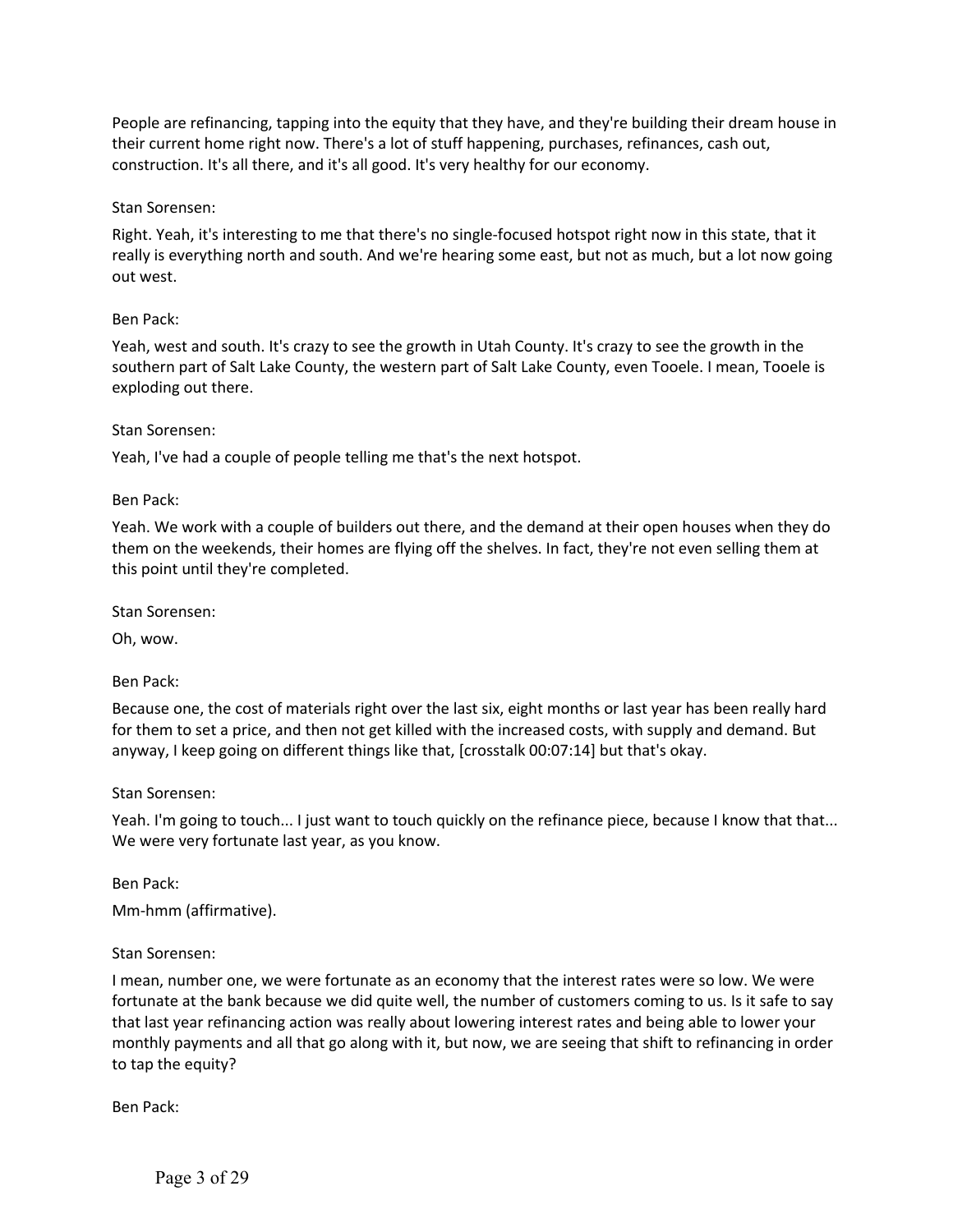People are refinancing, tapping into the equity that they have, and they're building their dream house in their current home right now. There's a lot of stuff happening, purchases, refinances, cash out, construction. It's all there, and it's all good. It's very healthy for our economy.

Stan Sorensen:

Right. Yeah, it's interesting to me that there's no single-focused hotspot right now in this state, that it really is everything north and south. And we're hearing some east, but not as much, but a lot now going out west.

Ben Pack:

Yeah, west and south. It's crazy to see the growth in Utah County. It's crazy to see the growth in the southern part of Salt Lake County, the western part of Salt Lake County, even Tooele. I mean, Tooele is exploding out there.

Stan Sorensen:

Yeah, I've had a couple of people telling me that's the next hotspot.

Ben Pack:

Yeah. We work with a couple of builders out there, and the demand at their open houses when they do them on the weekends, their homes are flying off the shelves. In fact, they're not even selling them at this point until they're completed.

Stan Sorensen:

Oh, wow.

Ben Pack:

Because one, the cost of materials right over the last six, eight months or last year has been really hard for them to set a price, and then not get killed with the increased costs, with supply and demand. But anyway, I keep going on different things like that, [crosstalk 00:07:14] but that's okay.

Stan Sorensen:

Yeah. I'm going to touch... I just want to touch quickly on the refinance piece, because I know that that... We were very fortunate last year, as you know.

Ben Pack:

Mm-hmm (affirmative).

Stan Sorensen:

I mean, number one, we were fortunate as an economy that the interest rates were so low. We were fortunate at the bank because we did quite well, the number of customers coming to us. Is it safe to say that last year refinancing action was really about lowering interest rates and being able to lower your monthly payments and all that go along with it, but now, we are seeing that shift to refinancing in order to tap the equity?

Ben Pack: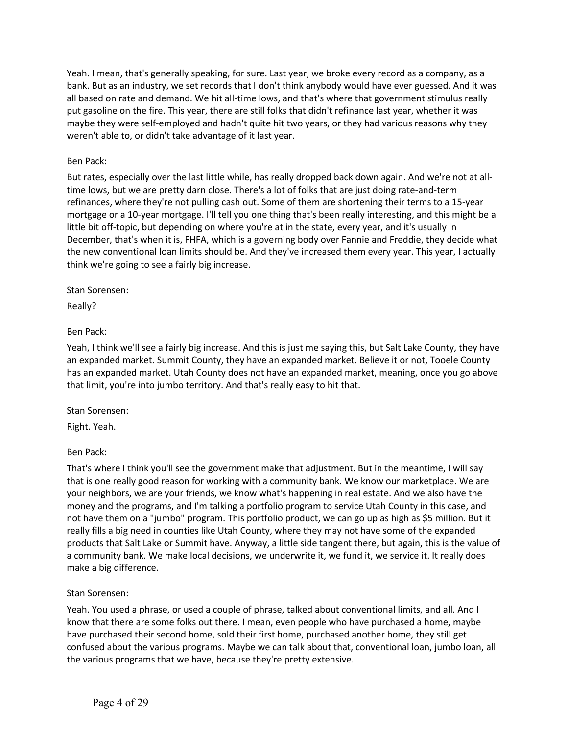Yeah. I mean, that's generally speaking, for sure. Last year, we broke every record as a company, as a bank. But as an industry, we set records that I don't think anybody would have ever guessed. And it was all based on rate and demand. We hit all-time lows, and that's where that government stimulus really put gasoline on the fire. This year, there are still folks that didn't refinance last year, whether it was maybe they were self-employed and hadn't quite hit two years, or they had various reasons why they weren't able to, or didn't take advantage of it last year.

Ben Pack:

But rates, especially over the last little while, has really dropped back down again. And we're not at all-time lows, but we are pretty darn close. There's a lot of folks that are just doing rate-and-term refinances, where they're not pulling cash out. Some of them are shortening their terms to a 15-year mortgage or a 10-year mortgage. I'll tell you one thing that's been really interesting, and this might be a little bit off-topic, but depending on where you're at in the state, every year, and it's usually in December, that's when it is, FHFA, which is a governing body over Fannie and Freddie, they decide what the new conventional loan limits should be. And they've increased them every year. This year, I actually think we're going to see a fairly big increase.

Stan Sorensen:

Really?

Ben Pack:

Yeah, I think we'll see a fairly big increase. And this is just me saying this, but Salt Lake County, they have an expanded market. Summit County, they have an expanded market. Believe it or not, Tooele County has an expanded market. Utah County does not have an expanded market, meaning, once you go above that limit, you're into jumbo territory. And that's really easy to hit that.

Stan Sorensen:

Right. Yeah.

Ben Pack:

That's where I think you'll see the government make that adjustment. But in the meantime, I will say that is one really good reason for working with a community bank. We know our marketplace. We are your neighbors, we are your friends, we know what's happening in real estate. And we also have the money and the programs, and I'm talking a portfolio program to service Utah County in this case, and not have them on a "jumbo" program. This portfolio product, we can go up as high as $5 million. But it really fills a big need in counties like Utah County, where they may not have some of the expanded products that Salt Lake or Summit have. Anyway, a little side tangent there, but again, this is the value of a community bank. We make local decisions, we underwrite it, we fund it, we service it. It really does make a big difference.

Stan Sorensen:

Yeah. You used a phrase, or used a couple of phrase, talked about conventional limits, and all. And I know that there are some folks out there. I mean, even people who have purchased a home, maybe have purchased their second home, sold their first home, purchased another home, they still get confused about the various programs. Maybe we can talk about that, conventional loan, jumbo loan, all the various programs that we have, because they're pretty extensive.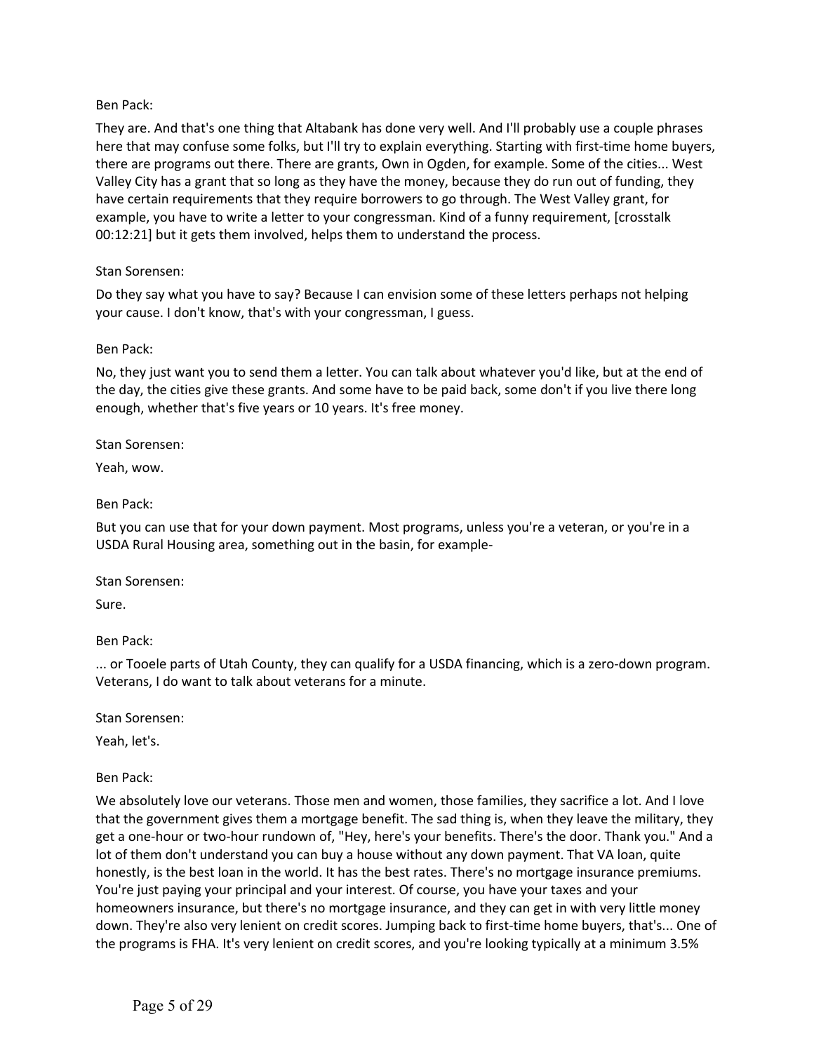Ben Pack:

They are. And that's one thing that Altabank has done very well. And I'll probably use a couple phrases here that may confuse some folks, but I'll try to explain everything. Starting with first-time home buyers, there are programs out there. There are grants, Own in Ogden, for example. Some of the cities... West Valley City has a grant that so long as they have the money, because they do run out of funding, they have certain requirements that they require borrowers to go through. The West Valley grant, for example, you have to write a letter to your congressman. Kind of a funny requirement, [crosstalk 00:12:21] but it gets them involved, helps them to understand the process.

Stan Sorensen:

Do they say what you have to say? Because I can envision some of these letters perhaps not helping your cause. I don't know, that's with your congressman, I guess.

Ben Pack:

No, they just want you to send them a letter. You can talk about whatever you'd like, but at the end of the day, the cities give these grants. And some have to be paid back, some don't if you live there long enough, whether that's five years or 10 years. It's free money.

Stan Sorensen:

Yeah, wow.

Ben Pack:

But you can use that for your down payment. Most programs, unless you're a veteran, or you're in a USDA Rural Housing area, something out in the basin, for example-

Stan Sorensen:

Sure.

Ben Pack:

... or Tooele parts of Utah County, they can qualify for a USDA financing, which is a zero-down program. Veterans, I do want to talk about veterans for a minute.

Stan Sorensen:

Yeah, let's.

Ben Pack:

We absolutely love our veterans. Those men and women, those families, they sacrifice a lot. And I love that the government gives them a mortgage benefit. The sad thing is, when they leave the military, they get a one-hour or two-hour rundown of, "Hey, here's your benefits. There's the door. Thank you." And a lot of them don't understand you can buy a house without any down payment. That VA loan, quite honestly, is the best loan in the world. It has the best rates. There's no mortgage insurance premiums. You're just paying your principal and your interest. Of course, you have your taxes and your homeowners insurance, but there's no mortgage insurance, and they can get in with very little money down. They're also very lenient on credit scores. Jumping back to first-time home buyers, that's... One of the programs is FHA. It's very lenient on credit scores, and you're looking typically at a minimum 3.5%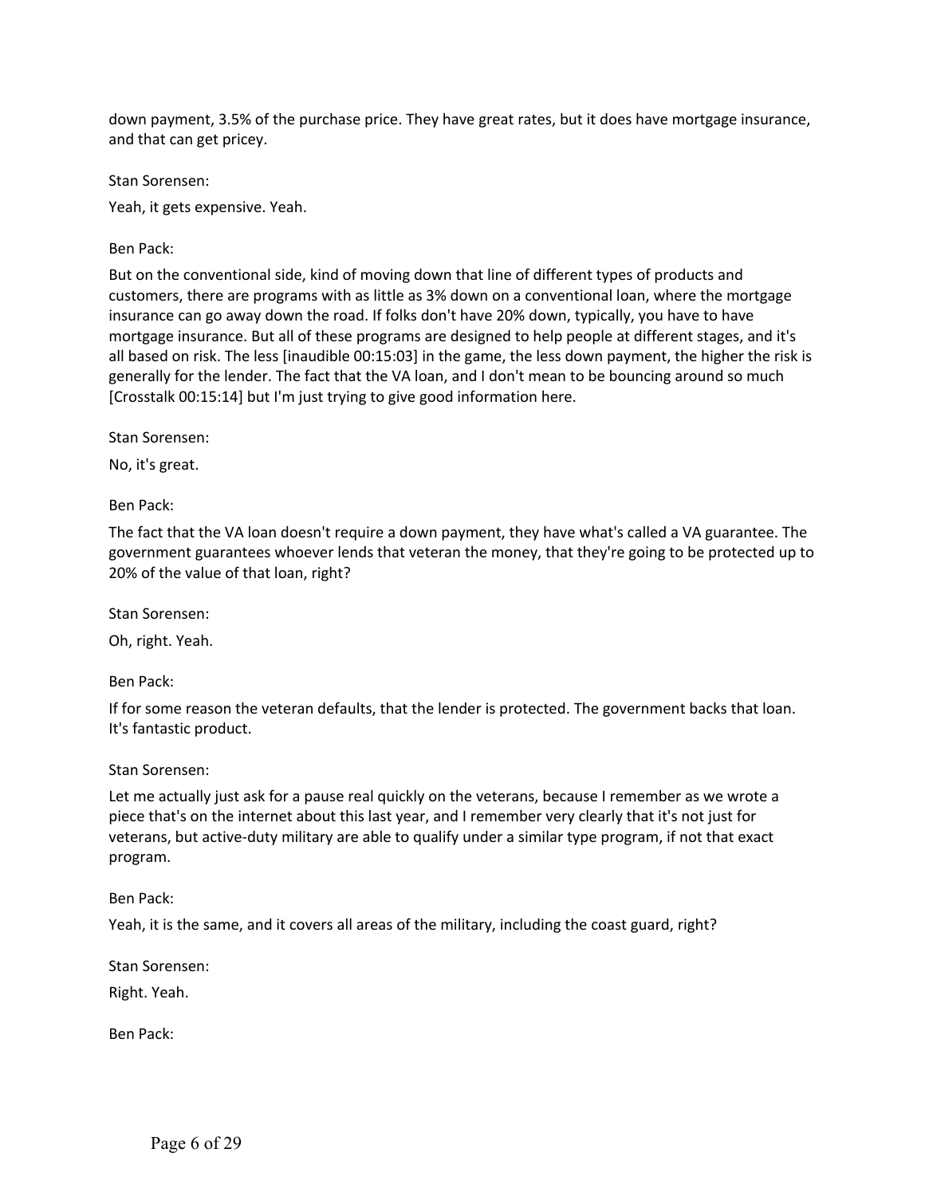down payment, 3.5% of the purchase price. They have great rates, but it does have mortgage insurance, and that can get pricey.

Stan Sorensen:

Yeah, it gets expensive. Yeah.

Ben Pack:

But on the conventional side, kind of moving down that line of different types of products and customers, there are programs with as little as 3% down on a conventional loan, where the mortgage insurance can go away down the road. If folks don't have 20% down, typically, you have to have mortgage insurance. But all of these programs are designed to help people at different stages, and it's all based on risk. The less [inaudible 00:15:03] in the game, the less down payment, the higher the risk is generally for the lender. The fact that the VA loan, and I don't mean to be bouncing around so much [Crosstalk 00:15:14] but I'm just trying to give good information here.

Stan Sorensen:

No, it's great.

Ben Pack:

The fact that the VA loan doesn't require a down payment, they have what's called a VA guarantee. The government guarantees whoever lends that veteran the money, that they're going to be protected up to 20% of the value of that loan, right?

Stan Sorensen:

Oh, right. Yeah.

Ben Pack:

If for some reason the veteran defaults, that the lender is protected. The government backs that loan. It's fantastic product.

Stan Sorensen:

Let me actually just ask for a pause real quickly on the veterans, because I remember as we wrote a piece that's on the internet about this last year, and I remember very clearly that it's not just for veterans, but active-duty military are able to qualify under a similar type program, if not that exact program.

Ben Pack:

Yeah, it is the same, and it covers all areas of the military, including the coast guard, right?

Stan Sorensen:

Right. Yeah.

Ben Pack: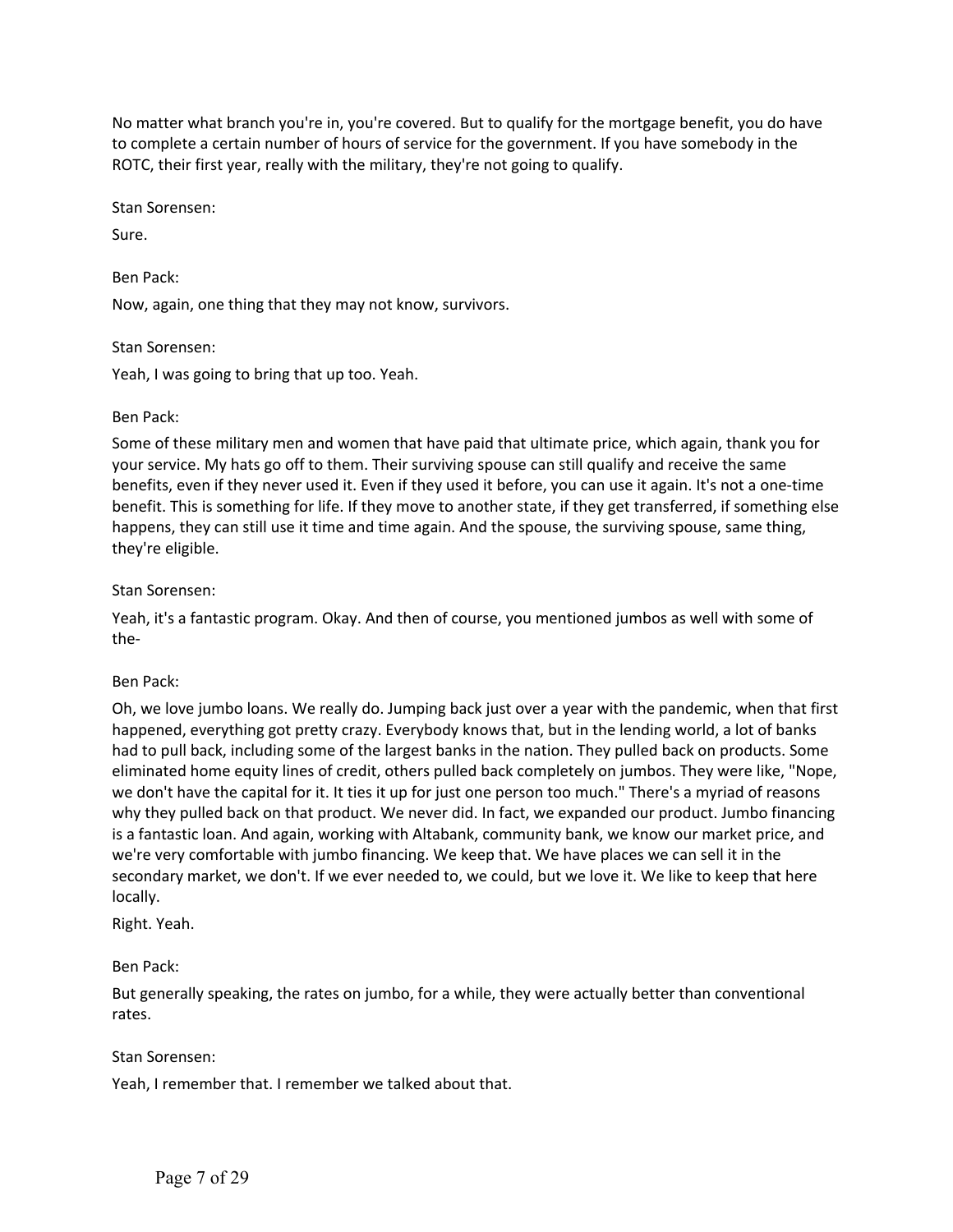No matter what branch you're in, you're covered. But to qualify for the mortgage benefit, you do have to complete a certain number of hours of service for the government. If you have somebody in the ROTC, their first year, really with the military, they're not going to qualify.

Stan Sorensen:

Sure.

Ben Pack:

Now, again, one thing that they may not know, survivors.

Stan Sorensen:

Yeah, I was going to bring that up too. Yeah.

Ben Pack:

Some of these military men and women that have paid that ultimate price, which again, thank you for your service. My hats go off to them. Their surviving spouse can still qualify and receive the same benefits, even if they never used it. Even if they used it before, you can use it again. It's not a one-time benefit. This is something for life. If they move to another state, if they get transferred, if something else happens, they can still use it time and time again. And the spouse, the surviving spouse, same thing, they're eligible.

Stan Sorensen:

Yeah, it's a fantastic program. Okay. And then of course, you mentioned jumbos as well with some of the-

Ben Pack:

Oh, we love jumbo loans. We really do. Jumping back just over a year with the pandemic, when that first happened, everything got pretty crazy. Everybody knows that, but in the lending world, a lot of banks had to pull back, including some of the largest banks in the nation. They pulled back on products. Some eliminated home equity lines of credit, others pulled back completely on jumbos. They were like, "Nope, we don't have the capital for it. It ties it up for just one person too much." There's a myriad of reasons why they pulled back on that product. We never did. In fact, we expanded our product. Jumbo financing is a fantastic loan. And again, working with Altabank, community bank, we know our market price, and we're very comfortable with jumbo financing. We keep that. We have places we can sell it in the secondary market, we don't. If we ever needed to, we could, but we love it. We like to keep that here locally.

Right. Yeah.

Ben Pack:

But generally speaking, the rates on jumbo, for a while, they were actually better than conventional rates.

Stan Sorensen:

Yeah, I remember that. I remember we talked about that.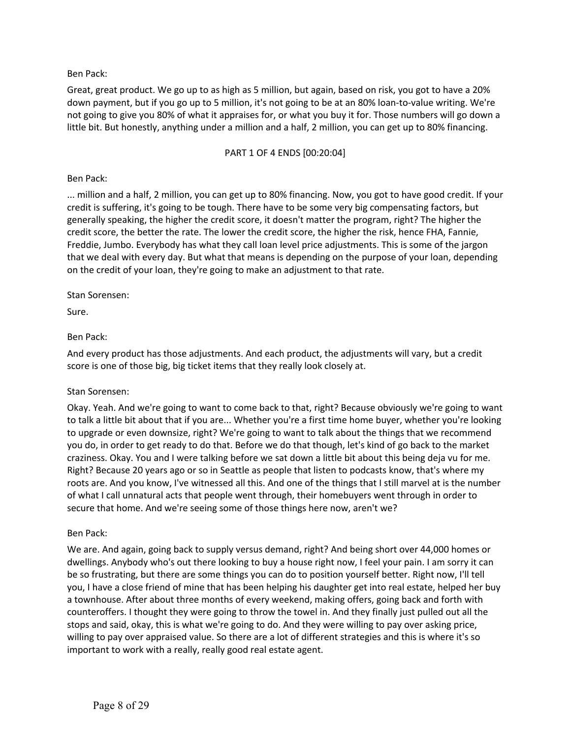Ben Pack:

Great, great product. We go up to as high as 5 million, but again, based on risk, you got to have a 20% down payment, but if you go up to 5 million, it's not going to be at an 80% loan-to-value writing. We're not going to give you 80% of what it appraises for, or what you buy it for. Those numbers will go down a little bit. But honestly, anything under a million and a half, 2 million, you can get up to 80% financing.

PART 1 OF 4 ENDS [00:20:04]

Ben Pack:

... million and a half, 2 million, you can get up to 80% financing. Now, you got to have good credit. If your credit is suffering, it's going to be tough. There have to be some very big compensating factors, but generally speaking, the higher the credit score, it doesn't matter the program, right? The higher the credit score, the better the rate. The lower the credit score, the higher the risk, hence FHA, Fannie, Freddie, Jumbo. Everybody has what they call loan level price adjustments. This is some of the jargon that we deal with every day. But what that means is depending on the purpose of your loan, depending on the credit of your loan, they're going to make an adjustment to that rate.

Stan Sorensen:

Sure.

Ben Pack:

And every product has those adjustments. And each product, the adjustments will vary, but a credit score is one of those big, big ticket items that they really look closely at.

Stan Sorensen:

Okay. Yeah. And we're going to want to come back to that, right? Because obviously we're going to want to talk a little bit about that if you are... Whether you're a first time home buyer, whether you're looking to upgrade or even downsize, right? We're going to want to talk about the things that we recommend you do, in order to get ready to do that. Before we do that though, let's kind of go back to the market craziness. Okay. You and I were talking before we sat down a little bit about this being deja vu for me. Right? Because 20 years ago or so in Seattle as people that listen to podcasts know, that's where my roots are. And you know, I've witnessed all this. And one of the things that I still marvel at is the number of what I call unnatural acts that people went through, their homebuyers went through in order to secure that home. And we're seeing some of those things here now, aren't we?

Ben Pack:

We are. And again, going back to supply versus demand, right? And being short over 44,000 homes or dwellings. Anybody who's out there looking to buy a house right now, I feel your pain. I am sorry it can be so frustrating, but there are some things you can do to position yourself better. Right now, I'll tell you, I have a close friend of mine that has been helping his daughter get into real estate, helped her buy a townhouse. After about three months of every weekend, making offers, going back and forth with counteroffers. I thought they were going to throw the towel in. And they finally just pulled out all the stops and said, okay, this is what we're going to do. And they were willing to pay over asking price, willing to pay over appraised value. So there are a lot of different strategies and this is where it's so important to work with a really, really good real estate agent.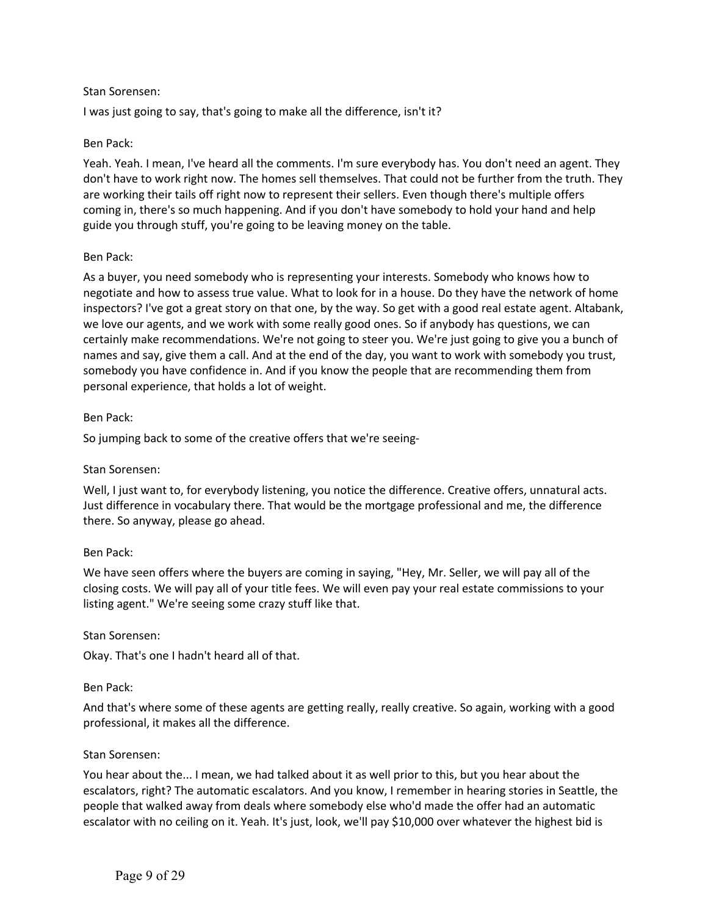Stan Sorensen:

I was just going to say, that's going to make all the difference, isn't it?

Ben Pack:

Yeah. Yeah. I mean, I've heard all the comments. I'm sure everybody has. You don't need an agent. They don't have to work right now. The homes sell themselves. That could not be further from the truth. They are working their tails off right now to represent their sellers. Even though there's multiple offers coming in, there's so much happening. And if you don't have somebody to hold your hand and help guide you through stuff, you're going to be leaving money on the table.

Ben Pack:

As a buyer, you need somebody who is representing your interests. Somebody who knows how to negotiate and how to assess true value. What to look for in a house. Do they have the network of home inspectors? I've got a great story on that one, by the way. So get with a good real estate agent. Altabank, we love our agents, and we work with some really good ones. So if anybody has questions, we can certainly make recommendations. We're not going to steer you. We're just going to give you a bunch of names and say, give them a call. And at the end of the day, you want to work with somebody you trust, somebody you have confidence in. And if you know the people that are recommending them from personal experience, that holds a lot of weight.

Ben Pack:

So jumping back to some of the creative offers that we're seeing-

Stan Sorensen:

Well, I just want to, for everybody listening, you notice the difference. Creative offers, unnatural acts. Just difference in vocabulary there. That would be the mortgage professional and me, the difference there. So anyway, please go ahead.

Ben Pack:

We have seen offers where the buyers are coming in saying, "Hey, Mr. Seller, we will pay all of the closing costs. We will pay all of your title fees. We will even pay your real estate commissions to your listing agent." We're seeing some crazy stuff like that.

Stan Sorensen:

Okay. That's one I hadn't heard all of that.

Ben Pack:

And that's where some of these agents are getting really, really creative. So again, working with a good professional, it makes all the difference.

Stan Sorensen:

You hear about the... I mean, we had talked about it as well prior to this, but you hear about the escalators, right? The automatic escalators. And you know, I remember in hearing stories in Seattle, the people that walked away from deals where somebody else who'd made the offer had an automatic escalator with no ceiling on it. Yeah. It's just, look, we'll pay $10,000 over whatever the highest bid is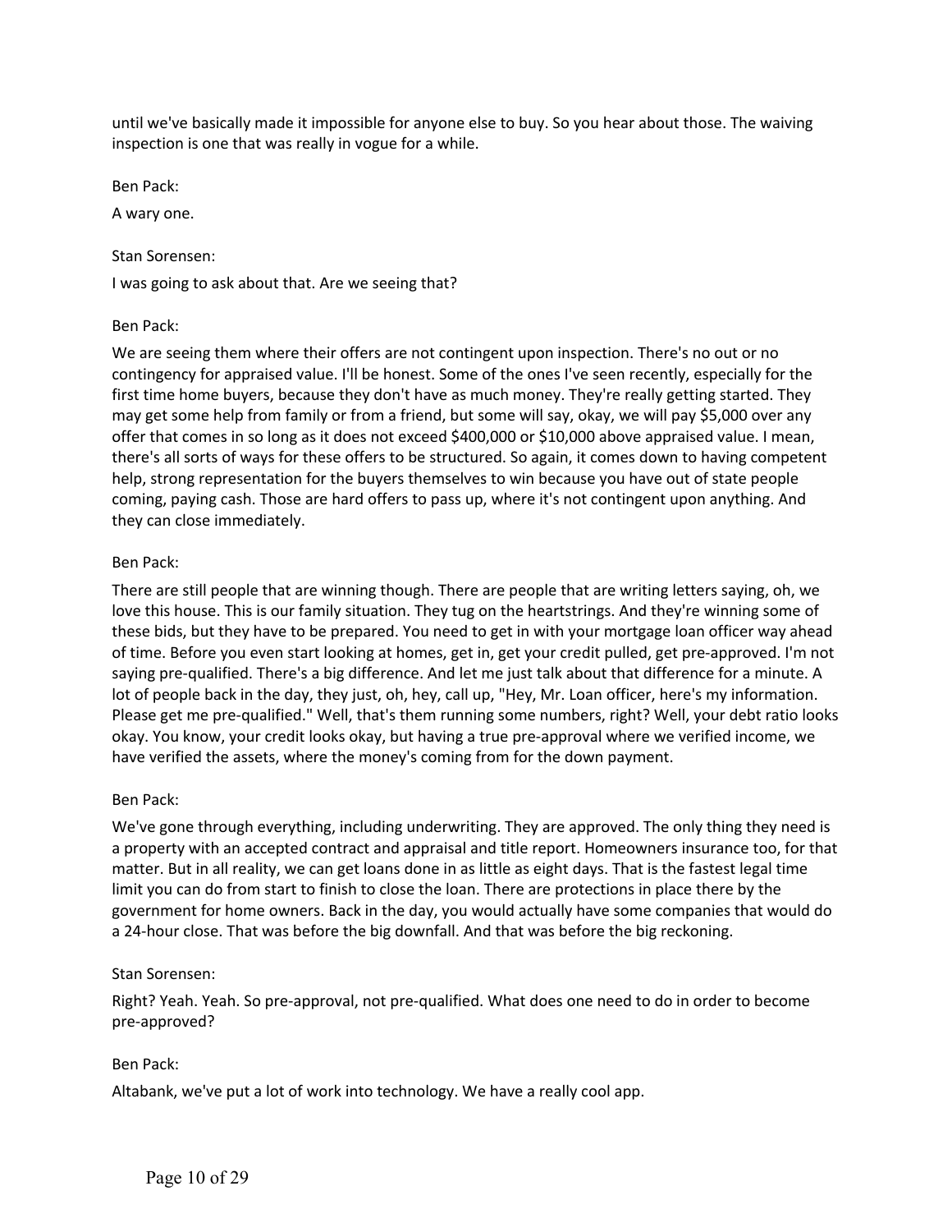until we've basically made it impossible for anyone else to buy. So you hear about those. The waiving inspection is one that was really in vogue for a while.

Ben Pack:

A wary one.

Stan Sorensen:

I was going to ask about that. Are we seeing that?

Ben Pack:

We are seeing them where their offers are not contingent upon inspection. There's no out or no contingency for appraised value. I'll be honest. Some of the ones I've seen recently, especially for the first time home buyers, because they don't have as much money. They're really getting started. They may get some help from family or from a friend, but some will say, okay, we will pay $5,000 over any offer that comes in so long as it does not exceed $400,000 or $10,000 above appraised value. I mean, there's all sorts of ways for these offers to be structured. So again, it comes down to having competent help, strong representation for the buyers themselves to win because you have out of state people coming, paying cash. Those are hard offers to pass up, where it's not contingent upon anything. And they can close immediately.

Ben Pack:

There are still people that are winning though. There are people that are writing letters saying, oh, we love this house. This is our family situation. They tug on the heartstrings. And they're winning some of these bids, but they have to be prepared. You need to get in with your mortgage loan officer way ahead of time. Before you even start looking at homes, get in, get your credit pulled, get pre-approved. I'm not saying pre-qualified. There's a big difference. And let me just talk about that difference for a minute. A lot of people back in the day, they just, oh, hey, call up, "Hey, Mr. Loan officer, here's my information. Please get me pre-qualified." Well, that's them running some numbers, right? Well, your debt ratio looks okay. You know, your credit looks okay, but having a true pre-approval where we verified income, we have verified the assets, where the money's coming from for the down payment.

Ben Pack:

We've gone through everything, including underwriting. They are approved. The only thing they need is a property with an accepted contract and appraisal and title report. Homeowners insurance too, for that matter. But in all reality, we can get loans done in as little as eight days. That is the fastest legal time limit you can do from start to finish to close the loan. There are protections in place there by the government for home owners. Back in the day, you would actually have some companies that would do a 24-hour close. That was before the big downfall. And that was before the big reckoning.

Stan Sorensen:

Right? Yeah. Yeah. So pre-approval, not pre-qualified. What does one need to do in order to become pre-approved?

Ben Pack:

Altabank, we've put a lot of work into technology. We have a really cool app.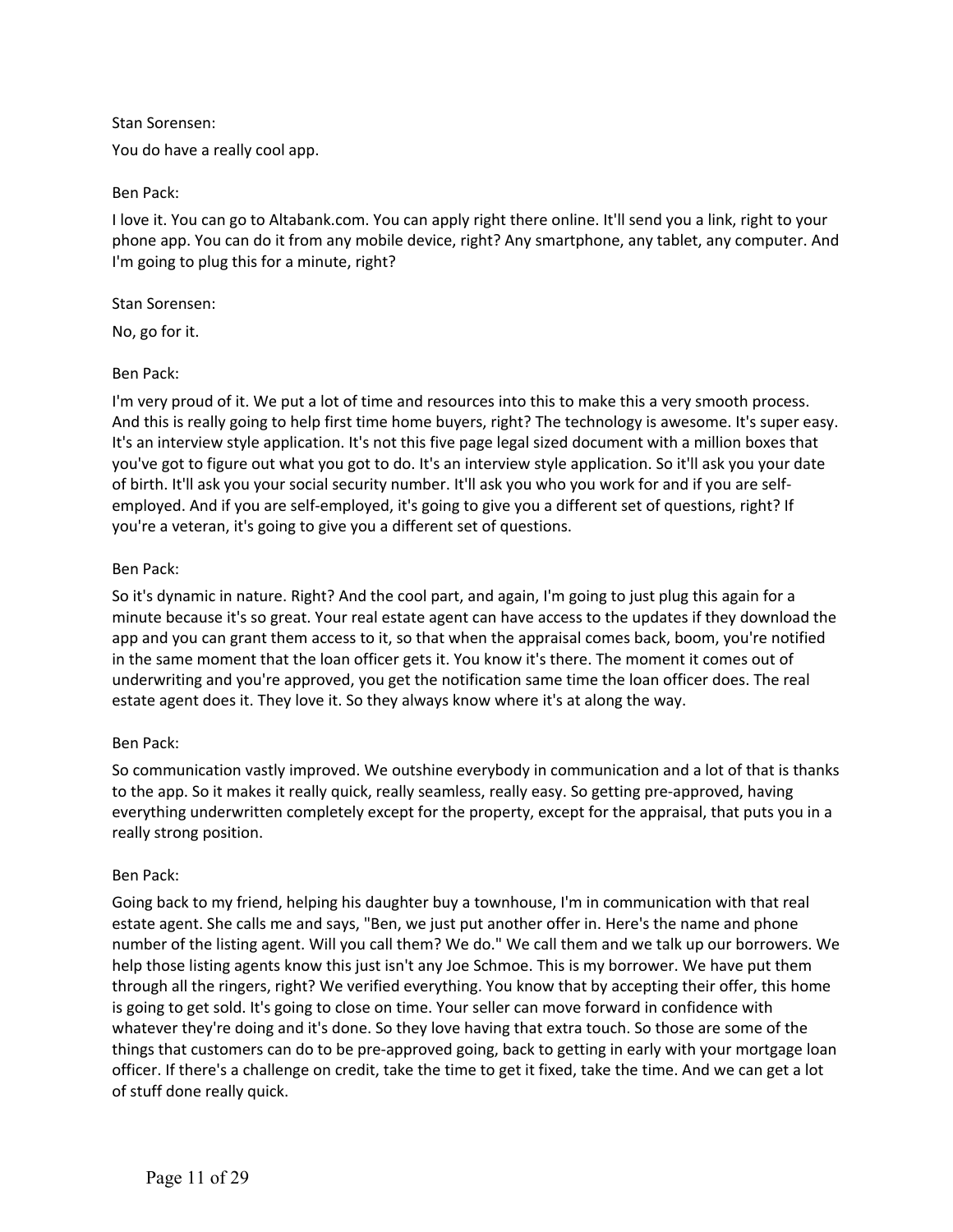Stan Sorensen:

You do have a really cool app.

Ben Pack:

I love it. You can go to Altabank.com. You can apply right there online. It'll send you a link, right to your phone app. You can do it from any mobile device, right? Any smartphone, any tablet, any computer. And I'm going to plug this for a minute, right?

Stan Sorensen:

No, go for it.

Ben Pack:

I'm very proud of it. We put a lot of time and resources into this to make this a very smooth process. And this is really going to help first time home buyers, right? The technology is awesome. It's super easy. It's an interview style application. It's not this five page legal sized document with a million boxes that you've got to figure out what you got to do. It's an interview style application. So it'll ask you your date of birth. It'll ask you your social security number. It'll ask you who you work for and if you are self-employed. And if you are self-employed, it's going to give you a different set of questions, right? If you're a veteran, it's going to give you a different set of questions.

Ben Pack:

So it's dynamic in nature. Right? And the cool part, and again, I'm going to just plug this again for a minute because it's so great. Your real estate agent can have access to the updates if they download the app and you can grant them access to it, so that when the appraisal comes back, boom, you're notified in the same moment that the loan officer gets it. You know it's there. The moment it comes out of underwriting and you're approved, you get the notification same time the loan officer does. The real estate agent does it. They love it. So they always know where it's at along the way.

Ben Pack:

So communication vastly improved. We outshine everybody in communication and a lot of that is thanks to the app. So it makes it really quick, really seamless, really easy. So getting pre-approved, having everything underwritten completely except for the property, except for the appraisal, that puts you in a really strong position.

Ben Pack:

Going back to my friend, helping his daughter buy a townhouse, I'm in communication with that real estate agent. She calls me and says, "Ben, we just put another offer in. Here's the name and phone number of the listing agent. Will you call them? We do." We call them and we talk up our borrowers. We help those listing agents know this just isn't any Joe Schmoe. This is my borrower. We have put them through all the ringers, right? We verified everything. You know that by accepting their offer, this home is going to get sold. It's going to close on time. Your seller can move forward in confidence with whatever they're doing and it's done. So they love having that extra touch. So those are some of the things that customers can do to be pre-approved going, back to getting in early with your mortgage loan officer. If there's a challenge on credit, take the time to get it fixed, take the time. And we can get a lot of stuff done really quick.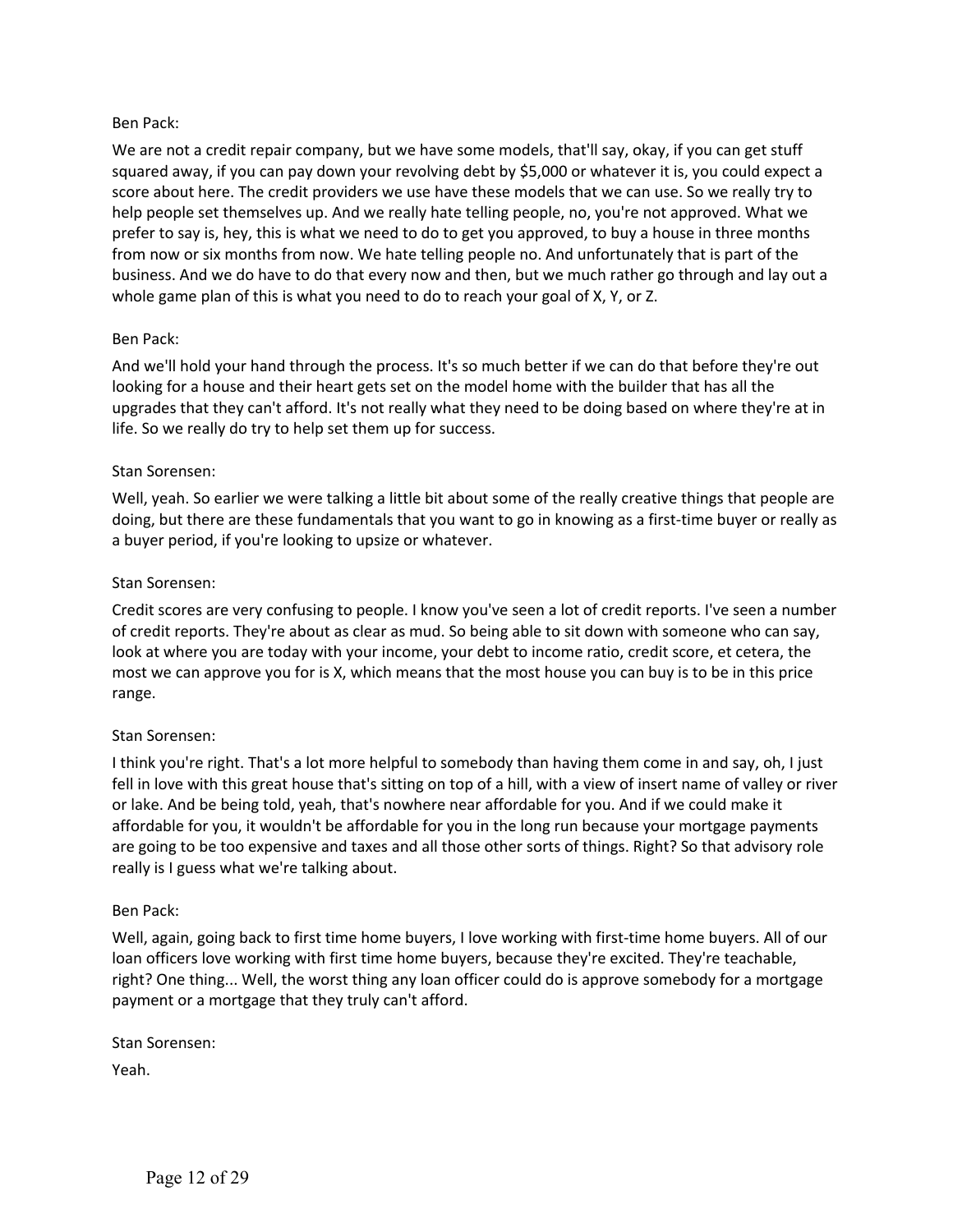Ben Pack:

We are not a credit repair company, but we have some models, that'll say, okay, if you can get stuff squared away, if you can pay down your revolving debt by $5,000 or whatever it is, you could expect a score about here. The credit providers we use have these models that we can use. So we really try to help people set themselves up. And we really hate telling people, no, you're not approved. What we prefer to say is, hey, this is what we need to do to get you approved, to buy a house in three months from now or six months from now. We hate telling people no. And unfortunately that is part of the business. And we do have to do that every now and then, but we much rather go through and lay out a whole game plan of this is what you need to do to reach your goal of X, Y, or Z.

Ben Pack:

And we'll hold your hand through the process. It's so much better if we can do that before they're out looking for a house and their heart gets set on the model home with the builder that has all the upgrades that they can't afford. It's not really what they need to be doing based on where they're at in life. So we really do try to help set them up for success.

Stan Sorensen:

Well, yeah. So earlier we were talking a little bit about some of the really creative things that people are doing, but there are these fundamentals that you want to go in knowing as a first-time buyer or really as a buyer period, if you're looking to upsize or whatever.

Stan Sorensen:

Credit scores are very confusing to people. I know you've seen a lot of credit reports. I've seen a number of credit reports. They're about as clear as mud. So being able to sit down with someone who can say, look at where you are today with your income, your debt to income ratio, credit score, et cetera, the most we can approve you for is X, which means that the most house you can buy is to be in this price range.

Stan Sorensen:

I think you're right. That's a lot more helpful to somebody than having them come in and say, oh, I just fell in love with this great house that's sitting on top of a hill, with a view of insert name of valley or river or lake. And be being told, yeah, that's nowhere near affordable for you. And if we could make it affordable for you, it wouldn't be affordable for you in the long run because your mortgage payments are going to be too expensive and taxes and all those other sorts of things. Right? So that advisory role really is I guess what we're talking about.

Ben Pack:

Well, again, going back to first time home buyers, I love working with first-time home buyers. All of our loan officers love working with first time home buyers, because they're excited. They're teachable, right? One thing... Well, the worst thing any loan officer could do is approve somebody for a mortgage payment or a mortgage that they truly can't afford.

Stan Sorensen:

Yeah.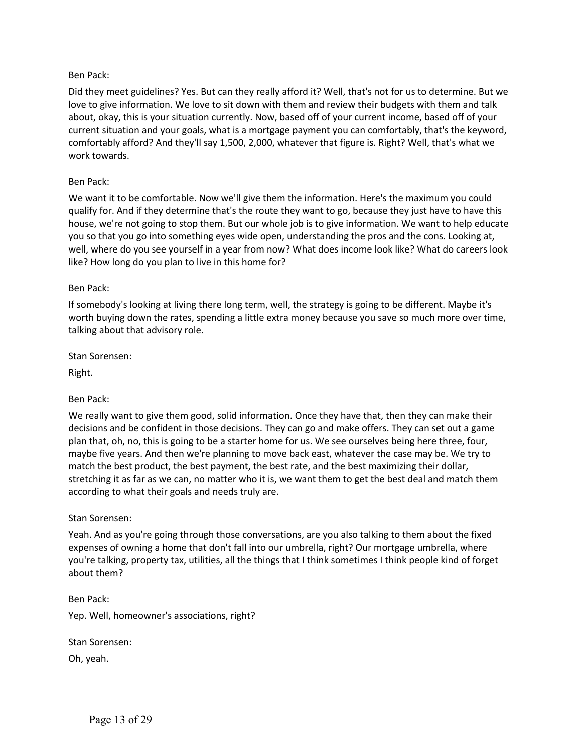Ben Pack:

Did they meet guidelines? Yes. But can they really afford it? Well, that's not for us to determine. But we love to give information. We love to sit down with them and review their budgets with them and talk about, okay, this is your situation currently. Now, based off of your current income, based off of your current situation and your goals, what is a mortgage payment you can comfortably, that's the keyword, comfortably afford? And they'll say 1,500, 2,000, whatever that figure is. Right? Well, that's what we work towards.

Ben Pack:

We want it to be comfortable. Now we'll give them the information. Here's the maximum you could qualify for. And if they determine that's the route they want to go, because they just have to have this house, we're not going to stop them. But our whole job is to give information. We want to help educate you so that you go into something eyes wide open, understanding the pros and the cons. Looking at, well, where do you see yourself in a year from now? What does income look like? What do careers look like? How long do you plan to live in this home for?

Ben Pack:

If somebody's looking at living there long term, well, the strategy is going to be different. Maybe it's worth buying down the rates, spending a little extra money because you save so much more over time, talking about that advisory role.

Stan Sorensen:

Right.

Ben Pack:

We really want to give them good, solid information. Once they have that, then they can make their decisions and be confident in those decisions. They can go and make offers. They can set out a game plan that, oh, no, this is going to be a starter home for us. We see ourselves being here three, four, maybe five years. And then we're planning to move back east, whatever the case may be. We try to match the best product, the best payment, the best rate, and the best maximizing their dollar, stretching it as far as we can, no matter who it is, we want them to get the best deal and match them according to what their goals and needs truly are.

Stan Sorensen:

Yeah. And as you're going through those conversations, are you also talking to them about the fixed expenses of owning a home that don't fall into our umbrella, right? Our mortgage umbrella, where you're talking, property tax, utilities, all the things that I think sometimes I think people kind of forget about them?

Ben Pack:

Yep. Well, homeowner's associations, right?

Stan Sorensen:

Oh, yeah.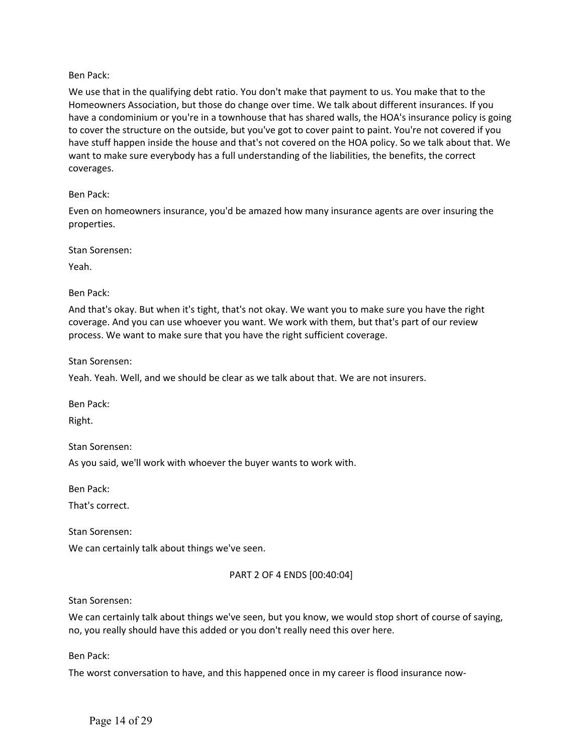Ben Pack:

We use that in the qualifying debt ratio. You don't make that payment to us. You make that to the Homeowners Association, but those do change over time. We talk about different insurances. If you have a condominium or you're in a townhouse that has shared walls, the HOA's insurance policy is going to cover the structure on the outside, but you've got to cover paint to paint. You're not covered if you have stuff happen inside the house and that's not covered on the HOA policy. So we talk about that. We want to make sure everybody has a full understanding of the liabilities, the benefits, the correct coverages.

Ben Pack:

Even on homeowners insurance, you'd be amazed how many insurance agents are over insuring the properties.

Stan Sorensen:

Yeah.

Ben Pack:

And that's okay. But when it's tight, that's not okay. We want you to make sure you have the right coverage. And you can use whoever you want. We work with them, but that's part of our review process. We want to make sure that you have the right sufficient coverage.

Stan Sorensen:

Yeah. Yeah. Well, and we should be clear as we talk about that. We are not insurers.

Ben Pack:

Right.

Stan Sorensen:

As you said, we'll work with whoever the buyer wants to work with.

Ben Pack:

That's correct.

Stan Sorensen:

We can certainly talk about things we've seen.

PART 2 OF 4 ENDS [00:40:04]

Stan Sorensen:

We can certainly talk about things we've seen, but you know, we would stop short of course of saying, no, you really should have this added or you don't really need this over here.

Ben Pack:

The worst conversation to have, and this happened once in my career is flood insurance now-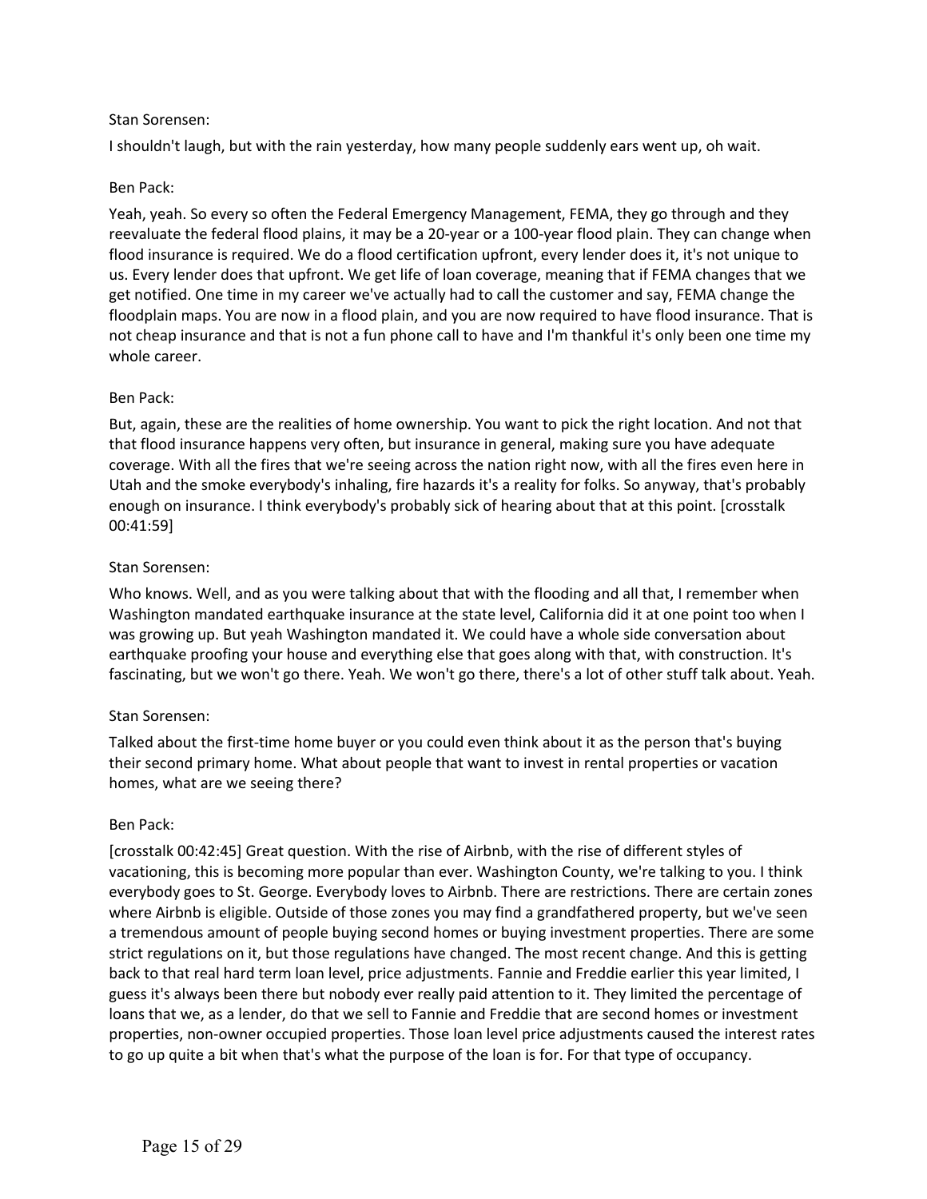Stan Sorensen:

I shouldn't laugh, but with the rain yesterday, how many people suddenly ears went up, oh wait.

Ben Pack:

Yeah, yeah. So every so often the Federal Emergency Management, FEMA, they go through and they reevaluate the federal flood plains, it may be a 20-year or a 100-year flood plain. They can change when flood insurance is required. We do a flood certification upfront, every lender does it, it's not unique to us. Every lender does that upfront. We get life of loan coverage, meaning that if FEMA changes that we get notified. One time in my career we've actually had to call the customer and say, FEMA change the floodplain maps. You are now in a flood plain, and you are now required to have flood insurance. That is not cheap insurance and that is not a fun phone call to have and I'm thankful it's only been one time my whole career.

Ben Pack:

But, again, these are the realities of home ownership. You want to pick the right location. And not that that flood insurance happens very often, but insurance in general, making sure you have adequate coverage. With all the fires that we're seeing across the nation right now, with all the fires even here in Utah and the smoke everybody's inhaling, fire hazards it's a reality for folks. So anyway, that's probably enough on insurance. I think everybody's probably sick of hearing about that at this point. [crosstalk 00:41:59]

Stan Sorensen:

Who knows. Well, and as you were talking about that with the flooding and all that, I remember when Washington mandated earthquake insurance at the state level, California did it at one point too when I was growing up. But yeah Washington mandated it. We could have a whole side conversation about earthquake proofing your house and everything else that goes along with that, with construction. It's fascinating, but we won't go there. Yeah. We won't go there, there's a lot of other stuff talk about. Yeah.

Stan Sorensen:

Talked about the first-time home buyer or you could even think about it as the person that's buying their second primary home. What about people that want to invest in rental properties or vacation homes, what are we seeing there?

Ben Pack:

[crosstalk 00:42:45] Great question. With the rise of Airbnb, with the rise of different styles of vacationing, this is becoming more popular than ever. Washington County, we're talking to you. I think everybody goes to St. George. Everybody loves to Airbnb. There are restrictions. There are certain zones where Airbnb is eligible. Outside of those zones you may find a grandfathered property, but we've seen a tremendous amount of people buying second homes or buying investment properties. There are some strict regulations on it, but those regulations have changed. The most recent change. And this is getting back to that real hard term loan level, price adjustments. Fannie and Freddie earlier this year limited, I guess it's always been there but nobody ever really paid attention to it. They limited the percentage of loans that we, as a lender, do that we sell to Fannie and Freddie that are second homes or investment properties, non-owner occupied properties. Those loan level price adjustments caused the interest rates to go up quite a bit when that's what the purpose of the loan is for. For that type of occupancy.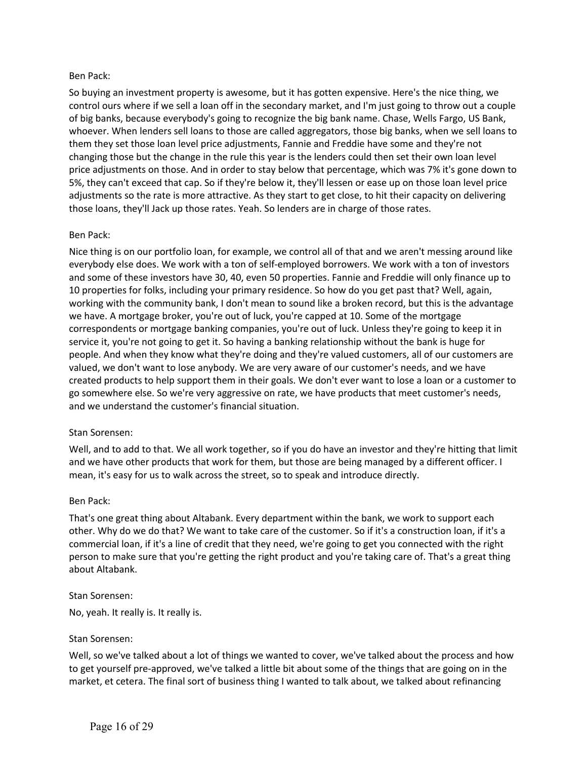Ben Pack:

So buying an investment property is awesome, but it has gotten expensive. Here's the nice thing, we control ours where if we sell a loan off in the secondary market, and I'm just going to throw out a couple of big banks, because everybody's going to recognize the big bank name. Chase, Wells Fargo, US Bank, whoever. When lenders sell loans to those are called aggregators, those big banks, when we sell loans to them they set those loan level price adjustments, Fannie and Freddie have some and they're not changing those but the change in the rule this year is the lenders could then set their own loan level price adjustments on those. And in order to stay below that percentage, which was 7% it's gone down to 5%, they can't exceed that cap. So if they're below it, they'll lessen or ease up on those loan level price adjustments so the rate is more attractive. As they start to get close, to hit their capacity on delivering those loans, they'll Jack up those rates. Yeah. So lenders are in charge of those rates.

Ben Pack:

Nice thing is on our portfolio loan, for example, we control all of that and we aren't messing around like everybody else does. We work with a ton of self-employed borrowers. We work with a ton of investors and some of these investors have 30, 40, even 50 properties. Fannie and Freddie will only finance up to 10 properties for folks, including your primary residence. So how do you get past that? Well, again, working with the community bank, I don't mean to sound like a broken record, but this is the advantage we have. A mortgage broker, you're out of luck, you're capped at 10. Some of the mortgage correspondents or mortgage banking companies, you're out of luck. Unless they're going to keep it in service it, you're not going to get it. So having a banking relationship without the bank is huge for people. And when they know what they're doing and they're valued customers, all of our customers are valued, we don't want to lose anybody. We are very aware of our customer's needs, and we have created products to help support them in their goals. We don't ever want to lose a loan or a customer to go somewhere else. So we're very aggressive on rate, we have products that meet customer's needs, and we understand the customer's financial situation.

Stan Sorensen:

Well, and to add to that. We all work together, so if you do have an investor and they're hitting that limit and we have other products that work for them, but those are being managed by a different officer. I mean, it's easy for us to walk across the street, so to speak and introduce directly.

Ben Pack:

That's one great thing about Altabank. Every department within the bank, we work to support each other. Why do we do that? We want to take care of the customer. So if it's a construction loan, if it's a commercial loan, if it's a line of credit that they need, we're going to get you connected with the right person to make sure that you're getting the right product and you're taking care of. That's a great thing about Altabank.

Stan Sorensen:

No, yeah. It really is. It really is.

Stan Sorensen:

Well, so we've talked about a lot of things we wanted to cover, we've talked about the process and how to get yourself pre-approved, we've talked a little bit about some of the things that are going on in the market, et cetera. The final sort of business thing I wanted to talk about, we talked about refinancing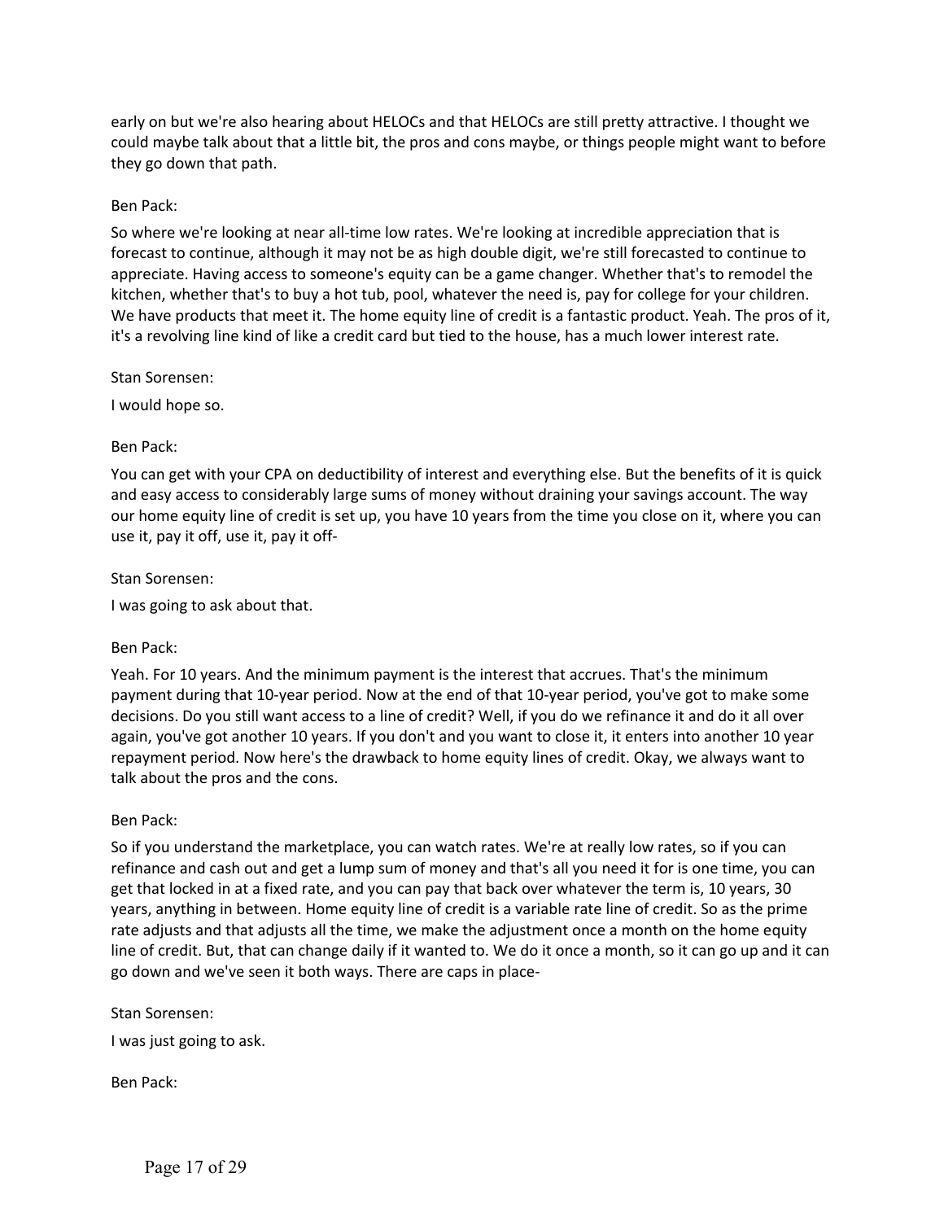early on but we're also hearing about HELOCs and that HELOCs are still pretty attractive. I thought we could maybe talk about that a little bit, the pros and cons maybe, or things people might want to before they go down that path.

Ben Pack:

So where we're looking at near all-time low rates. We're looking at incredible appreciation that is forecast to continue, although it may not be as high double digit, we're still forecasted to continue to appreciate. Having access to someone's equity can be a game changer. Whether that's to remodel the kitchen, whether that's to buy a hot tub, pool, whatever the need is, pay for college for your children. We have products that meet it. The home equity line of credit is a fantastic product. Yeah. The pros of it, it's a revolving line kind of like a credit card but tied to the house, has a much lower interest rate.

Stan Sorensen:

I would hope so.

Ben Pack:

You can get with your CPA on deductibility of interest and everything else. But the benefits of it is quick and easy access to considerably large sums of money without draining your savings account. The way our home equity line of credit is set up, you have 10 years from the time you close on it, where you can use it, pay it off, use it, pay it off-

Stan Sorensen:

I was going to ask about that.

Ben Pack:

Yeah. For 10 years. And the minimum payment is the interest that accrues. That's the minimum payment during that 10-year period. Now at the end of that 10-year period, you've got to make some decisions. Do you still want access to a line of credit? Well, if you do we refinance it and do it all over again, you've got another 10 years. If you don't and you want to close it, it enters into another 10 year repayment period. Now here's the drawback to home equity lines of credit. Okay, we always want to talk about the pros and the cons.

Ben Pack:

So if you understand the marketplace, you can watch rates. We're at really low rates, so if you can refinance and cash out and get a lump sum of money and that's all you need it for is one time, you can get that locked in at a fixed rate, and you can pay that back over whatever the term is, 10 years, 30 years, anything in between. Home equity line of credit is a variable rate line of credit. So as the prime rate adjusts and that adjusts all the time, we make the adjustment once a month on the home equity line of credit. But, that can change daily if it wanted to. We do it once a month, so it can go up and it can go down and we've seen it both ways. There are caps in place-

Stan Sorensen:

I was just going to ask.

Ben Pack: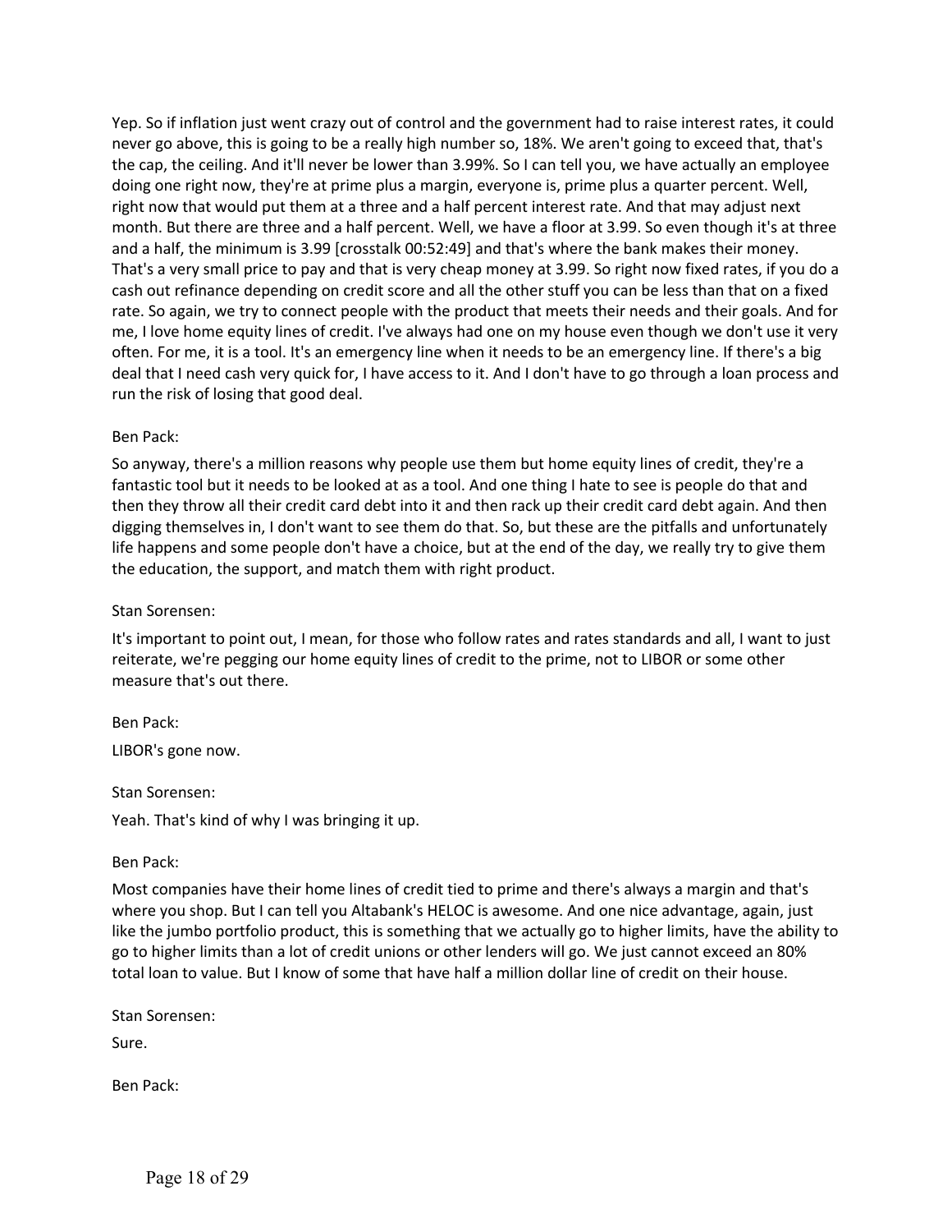Yep. So if inflation just went crazy out of control and the government had to raise interest rates, it could never go above, this is going to be a really high number so, 18%. We aren't going to exceed that, that's the cap, the ceiling. And it'll never be lower than 3.99%. So I can tell you, we have actually an employee doing one right now, they're at prime plus a margin, everyone is, prime plus a quarter percent. Well, right now that would put them at a three and a half percent interest rate. And that may adjust next month. But there are three and a half percent. Well, we have a floor at 3.99. So even though it's at three and a half, the minimum is 3.99 [crosstalk 00:52:49] and that's where the bank makes their money. That's a very small price to pay and that is very cheap money at 3.99. So right now fixed rates, if you do a cash out refinance depending on credit score and all the other stuff you can be less than that on a fixed rate. So again, we try to connect people with the product that meets their needs and their goals. And for me, I love home equity lines of credit. I've always had one on my house even though we don't use it very often. For me, it is a tool. It's an emergency line when it needs to be an emergency line. If there's a big deal that I need cash very quick for, I have access to it. And I don't have to go through a loan process and run the risk of losing that good deal.

Ben Pack:

So anyway, there's a million reasons why people use them but home equity lines of credit, they're a fantastic tool but it needs to be looked at as a tool. And one thing I hate to see is people do that and then they throw all their credit card debt into it and then rack up their credit card debt again. And then digging themselves in, I don't want to see them do that. So, but these are the pitfalls and unfortunately life happens and some people don't have a choice, but at the end of the day, we really try to give them the education, the support, and match them with right product.

Stan Sorensen:

It's important to point out, I mean, for those who follow rates and rates standards and all, I want to just reiterate, we're pegging our home equity lines of credit to the prime, not to LIBOR or some other measure that's out there.

Ben Pack:

LIBOR's gone now.

Stan Sorensen:

Yeah. That's kind of why I was bringing it up.

Ben Pack:

Most companies have their home lines of credit tied to prime and there's always a margin and that's where you shop. But I can tell you Altabank's HELOC is awesome. And one nice advantage, again, just like the jumbo portfolio product, this is something that we actually go to higher limits, have the ability to go to higher limits than a lot of credit unions or other lenders will go. We just cannot exceed an 80% total loan to value. But I know of some that have half a million dollar line of credit on their house.

Stan Sorensen:

Sure.

Ben Pack: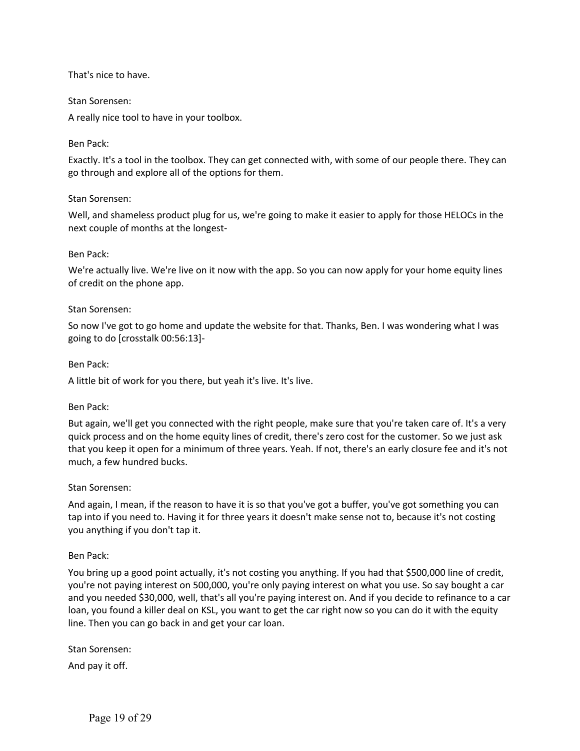That's nice to have.

Stan Sorensen:

A really nice tool to have in your toolbox.

Ben Pack:

Exactly. It's a tool in the toolbox. They can get connected with, with some of our people there. They can go through and explore all of the options for them.

Stan Sorensen:

Well, and shameless product plug for us, we're going to make it easier to apply for those HELOCs in the next couple of months at the longest-

Ben Pack:

We're actually live. We're live on it now with the app. So you can now apply for your home equity lines of credit on the phone app.

Stan Sorensen:

So now I've got to go home and update the website for that. Thanks, Ben. I was wondering what I was going to do [crosstalk 00:56:13]-

Ben Pack:

A little bit of work for you there, but yeah it's live. It's live.

Ben Pack:

But again, we'll get you connected with the right people, make sure that you're taken care of. It's a very quick process and on the home equity lines of credit, there's zero cost for the customer. So we just ask that you keep it open for a minimum of three years. Yeah. If not, there's an early closure fee and it's not much, a few hundred bucks.

Stan Sorensen:

And again, I mean, if the reason to have it is so that you've got a buffer, you've got something you can tap into if you need to. Having it for three years it doesn't make sense not to, because it's not costing you anything if you don't tap it.

Ben Pack:

You bring up a good point actually, it's not costing you anything. If you had that $500,000 line of credit, you're not paying interest on 500,000, you're only paying interest on what you use. So say bought a car and you needed $30,000, well, that's all you're paying interest on. And if you decide to refinance to a car loan, you found a killer deal on KSL, you want to get the car right now so you can do it with the equity line. Then you can go back in and get your car loan.

Stan Sorensen:

And pay it off.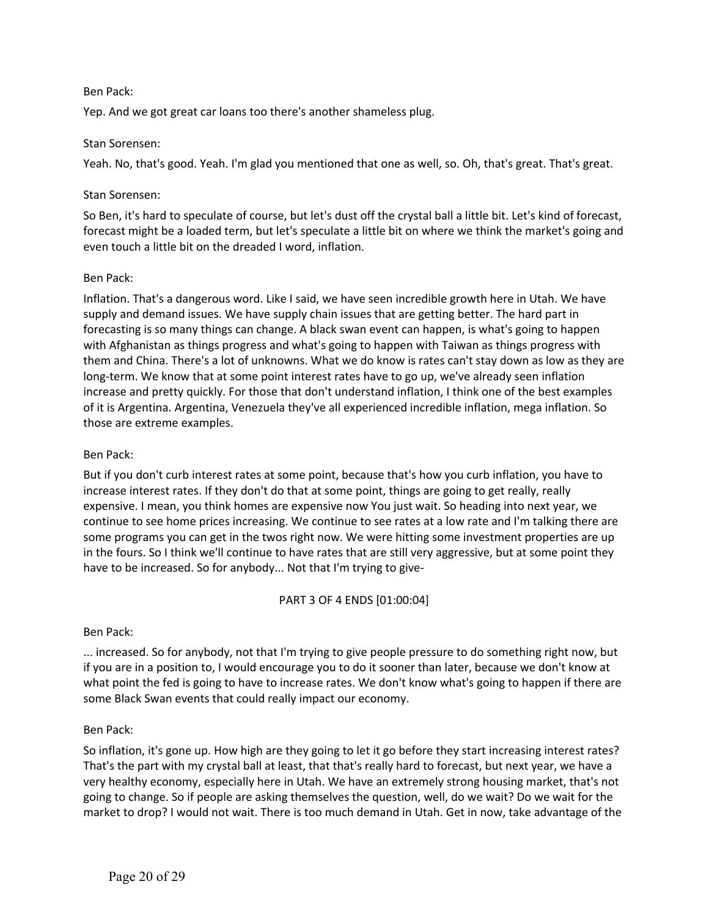Ben Pack:

Yep. And we got great car loans too there's another shameless plug.

Stan Sorensen:

Yeah. No, that's good. Yeah. I'm glad you mentioned that one as well, so. Oh, that's great. That's great.

Stan Sorensen:

So Ben, it's hard to speculate of course, but let's dust off the crystal ball a little bit. Let's kind of forecast, forecast might be a loaded term, but let's speculate a little bit on where we think the market's going and even touch a little bit on the dreaded I word, inflation.

Ben Pack:

Inflation. That's a dangerous word. Like I said, we have seen incredible growth here in Utah. We have supply and demand issues. We have supply chain issues that are getting better. The hard part in forecasting is so many things can change. A black swan event can happen, is what's going to happen with Afghanistan as things progress and what's going to happen with Taiwan as things progress with them and China. There's a lot of unknowns. What we do know is rates can't stay down as low as they are long-term. We know that at some point interest rates have to go up, we've already seen inflation increase and pretty quickly. For those that don't understand inflation, I think one of the best examples of it is Argentina. Argentina, Venezuela they've all experienced incredible inflation, mega inflation. So those are extreme examples.

Ben Pack:

But if you don't curb interest rates at some point, because that's how you curb inflation, you have to increase interest rates. If they don't do that at some point, things are going to get really, really expensive. I mean, you think homes are expensive now You just wait. So heading into next year, we continue to see home prices increasing. We continue to see rates at a low rate and I'm talking there are some programs you can get in the twos right now. We were hitting some investment properties are up in the fours. So I think we'll continue to have rates that are still very aggressive, but at some point they have to be increased. So for anybody... Not that I'm trying to give-

PART 3 OF 4 ENDS [01:00:04]

Ben Pack:

... increased. So for anybody, not that I'm trying to give people pressure to do something right now, but if you are in a position to, I would encourage you to do it sooner than later, because we don't know at what point the fed is going to have to increase rates. We don't know what's going to happen if there are some Black Swan events that could really impact our economy.

Ben Pack:

So inflation, it's gone up. How high are they going to let it go before they start increasing interest rates? That's the part with my crystal ball at least, that that's really hard to forecast, but next year, we have a very healthy economy, especially here in Utah. We have an extremely strong housing market, that's not going to change. So if people are asking themselves the question, well, do we wait? Do we wait for the market to drop? I would not wait. There is too much demand in Utah. Get in now, take advantage of the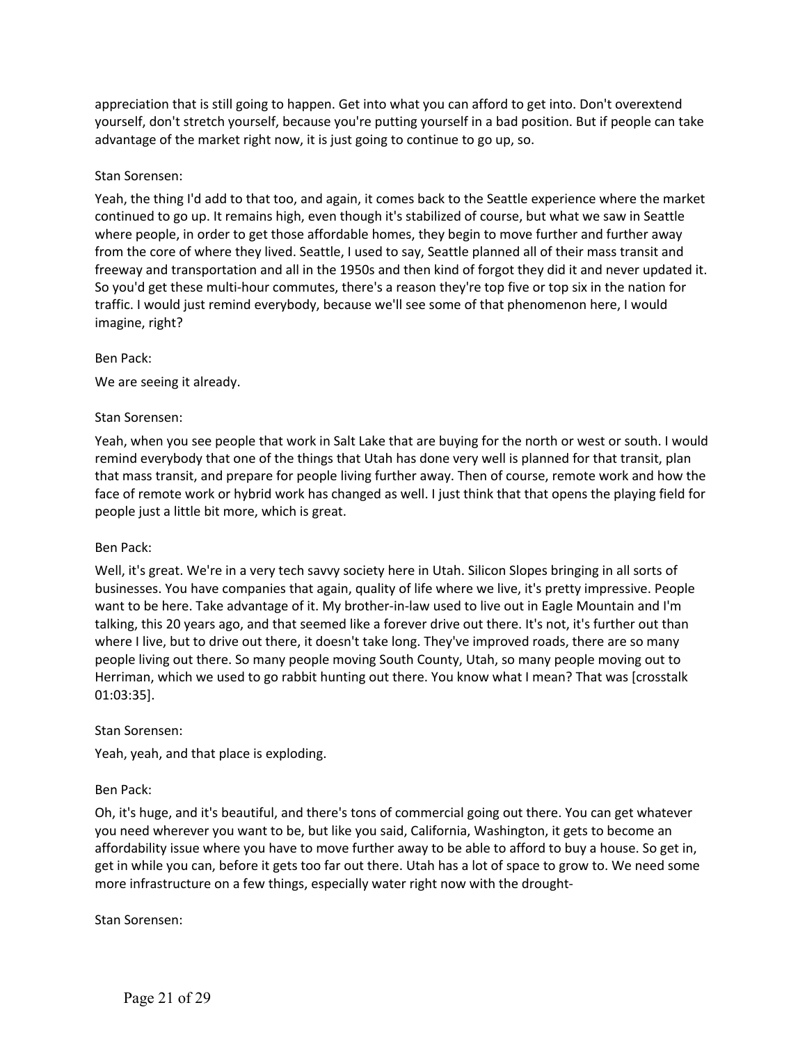appreciation that is still going to happen. Get into what you can afford to get into. Don't overextend yourself, don't stretch yourself, because you're putting yourself in a bad position. But if people can take advantage of the market right now, it is just going to continue to go up, so.

Stan Sorensen:

Yeah, the thing I'd add to that too, and again, it comes back to the Seattle experience where the market continued to go up. It remains high, even though it's stabilized of course, but what we saw in Seattle where people, in order to get those affordable homes, they begin to move further and further away from the core of where they lived. Seattle, I used to say, Seattle planned all of their mass transit and freeway and transportation and all in the 1950s and then kind of forgot they did it and never updated it. So you'd get these multi-hour commutes, there's a reason they're top five or top six in the nation for traffic. I would just remind everybody, because we'll see some of that phenomenon here, I would imagine, right?

Ben Pack:

We are seeing it already.

Stan Sorensen:

Yeah, when you see people that work in Salt Lake that are buying for the north or west or south. I would remind everybody that one of the things that Utah has done very well is planned for that transit, plan that mass transit, and prepare for people living further away. Then of course, remote work and how the face of remote work or hybrid work has changed as well. I just think that that opens the playing field for people just a little bit more, which is great.

Ben Pack:

Well, it's great. We're in a very tech savvy society here in Utah. Silicon Slopes bringing in all sorts of businesses. You have companies that again, quality of life where we live, it's pretty impressive. People want to be here. Take advantage of it. My brother-in-law used to live out in Eagle Mountain and I'm talking, this 20 years ago, and that seemed like a forever drive out there. It's not, it's further out than where I live, but to drive out there, it doesn't take long. They've improved roads, there are so many people living out there. So many people moving South County, Utah, so many people moving out to Herriman, which we used to go rabbit hunting out there. You know what I mean? That was [crosstalk 01:03:35].

Stan Sorensen:

Yeah, yeah, and that place is exploding.

Ben Pack:

Oh, it's huge, and it's beautiful, and there's tons of commercial going out there. You can get whatever you need wherever you want to be, but like you said, California, Washington, it gets to become an affordability issue where you have to move further away to be able to afford to buy a house. So get in, get in while you can, before it gets too far out there. Utah has a lot of space to grow to. We need some more infrastructure on a few things, especially water right now with the drought-

Stan Sorensen: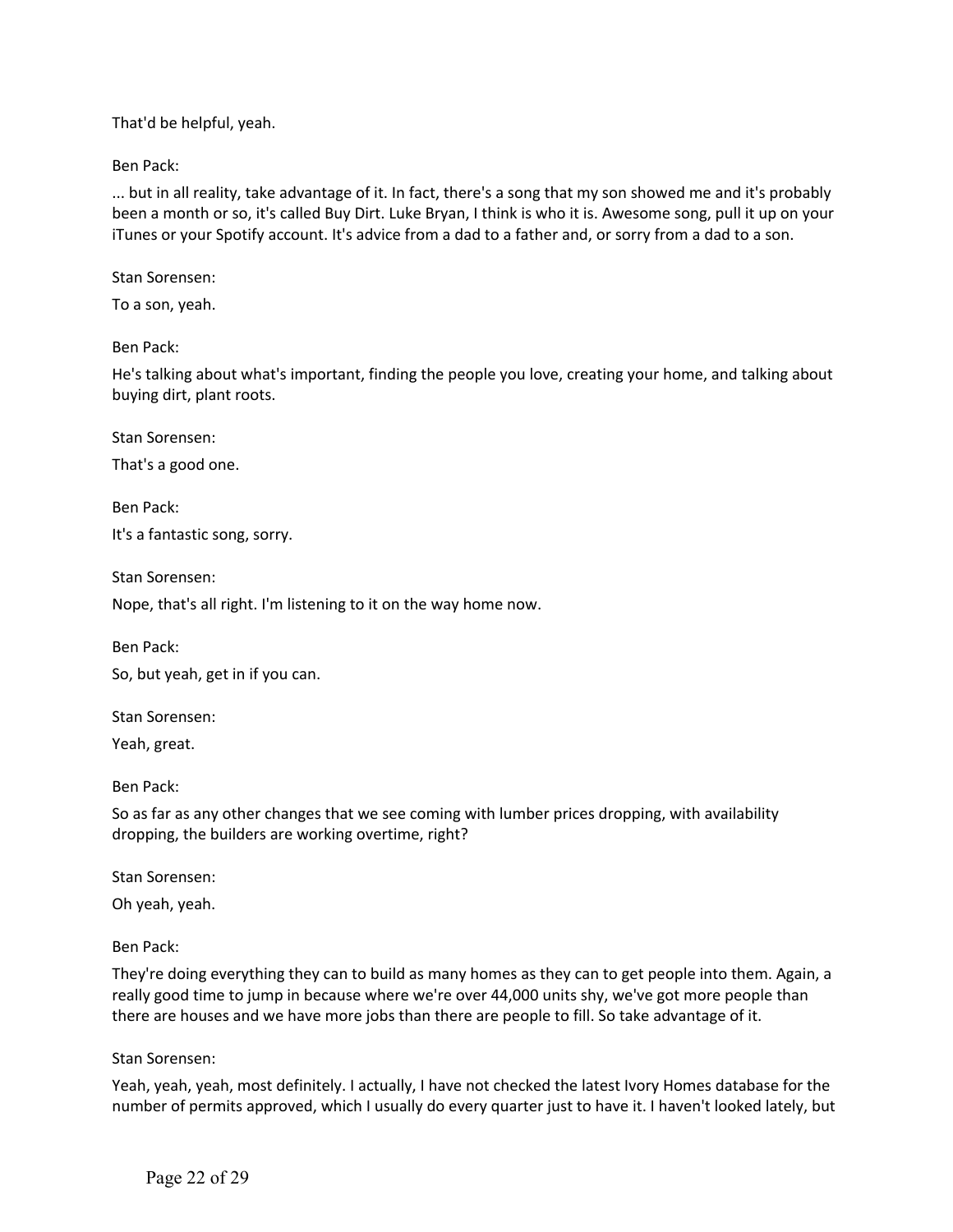That'd be helpful, yeah.

Ben Pack:

... but in all reality, take advantage of it. In fact, there's a song that my son showed me and it's probably been a month or so, it's called Buy Dirt. Luke Bryan, I think is who it is. Awesome song, pull it up on your iTunes or your Spotify account. It's advice from a dad to a father and, or sorry from a dad to a son.

Stan Sorensen:

To a son, yeah.

Ben Pack:

He's talking about what's important, finding the people you love, creating your home, and talking about buying dirt, plant roots.

Stan Sorensen:

That's a good one.

Ben Pack:

It's a fantastic song, sorry.

Stan Sorensen:

Nope, that's all right. I'm listening to it on the way home now.

Ben Pack:

So, but yeah, get in if you can.

Stan Sorensen:

Yeah, great.

Ben Pack:

So as far as any other changes that we see coming with lumber prices dropping, with availability dropping, the builders are working overtime, right?

Stan Sorensen:

Oh yeah, yeah.

Ben Pack:

They're doing everything they can to build as many homes as they can to get people into them. Again, a really good time to jump in because where we're over 44,000 units shy, we've got more people than there are houses and we have more jobs than there are people to fill. So take advantage of it.

Stan Sorensen:

Yeah, yeah, yeah, most definitely. I actually, I have not checked the latest Ivory Homes database for the number of permits approved, which I usually do every quarter just to have it. I haven't looked lately, but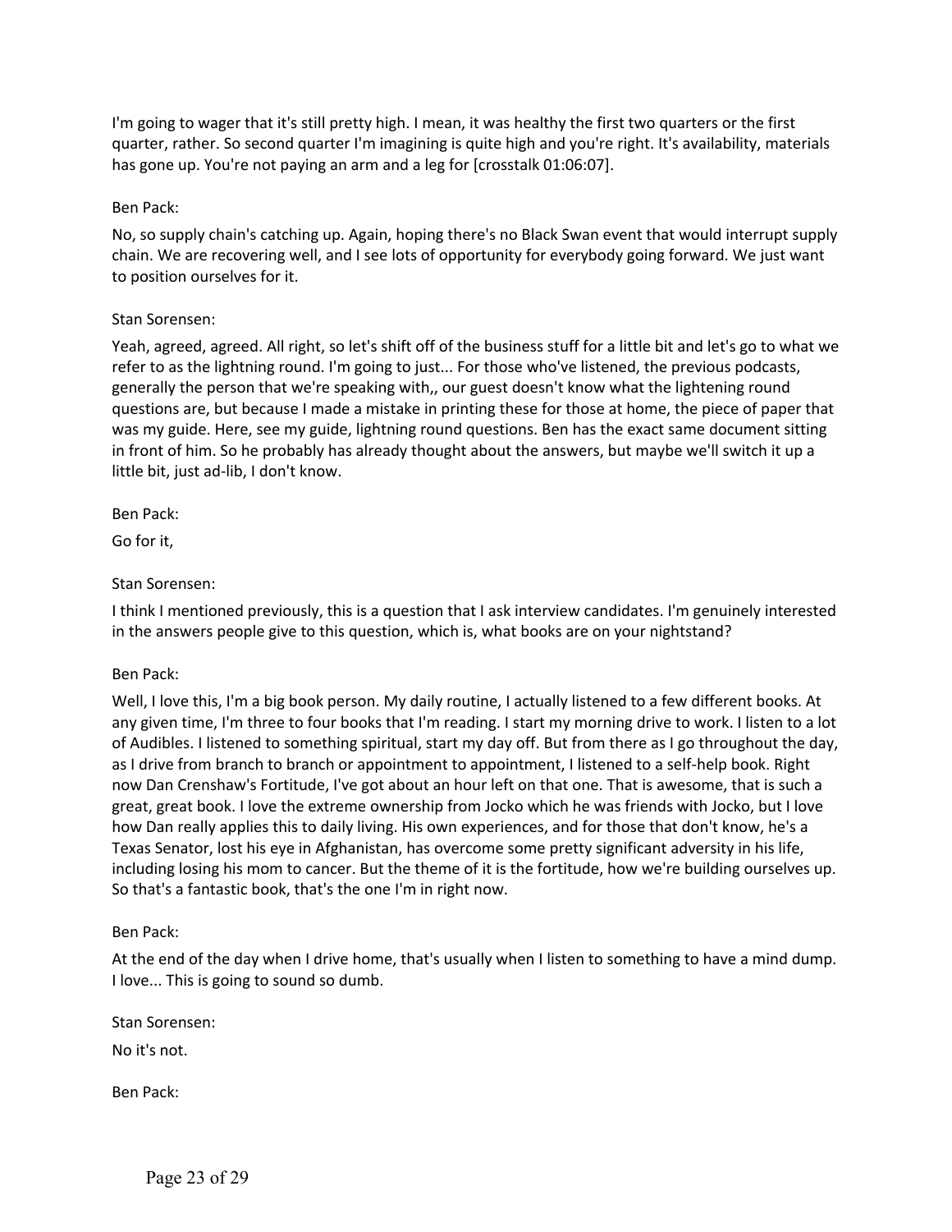I'm going to wager that it's still pretty high. I mean, it was healthy the first two quarters or the first quarter, rather. So second quarter I'm imagining is quite high and you're right. It's availability, materials has gone up. You're not paying an arm and a leg for [crosstalk 01:06:07].

Ben Pack:

No, so supply chain's catching up. Again, hoping there's no Black Swan event that would interrupt supply chain. We are recovering well, and I see lots of opportunity for everybody going forward. We just want to position ourselves for it.

Stan Sorensen:

Yeah, agreed, agreed. All right, so let's shift off of the business stuff for a little bit and let's go to what we refer to as the lightning round. I'm going to just... For those who've listened, the previous podcasts, generally the person that we're speaking with,, our guest doesn't know what the lightening round questions are, but because I made a mistake in printing these for those at home, the piece of paper that was my guide. Here, see my guide, lightning round questions. Ben has the exact same document sitting in front of him. So he probably has already thought about the answers, but maybe we'll switch it up a little bit, just ad-lib, I don't know.

Ben Pack:

Go for it,

Stan Sorensen:

I think I mentioned previously, this is a question that I ask interview candidates. I'm genuinely interested in the answers people give to this question, which is, what books are on your nightstand?

Ben Pack:

Well, I love this, I'm a big book person. My daily routine, I actually listened to a few different books. At any given time, I'm three to four books that I'm reading. I start my morning drive to work. I listen to a lot of Audibles. I listened to something spiritual, start my day off. But from there as I go throughout the day, as I drive from branch to branch or appointment to appointment, I listened to a self-help book. Right now Dan Crenshaw's Fortitude, I've got about an hour left on that one. That is awesome, that is such a great, great book. I love the extreme ownership from Jocko which he was friends with Jocko, but I love how Dan really applies this to daily living. His own experiences, and for those that don't know, he's a Texas Senator, lost his eye in Afghanistan, has overcome some pretty significant adversity in his life, including losing his mom to cancer. But the theme of it is the fortitude, how we're building ourselves up. So that's a fantastic book, that's the one I'm in right now.

Ben Pack:

At the end of the day when I drive home, that's usually when I listen to something to have a mind dump. I love... This is going to sound so dumb.

Stan Sorensen:

No it's not.

Ben Pack: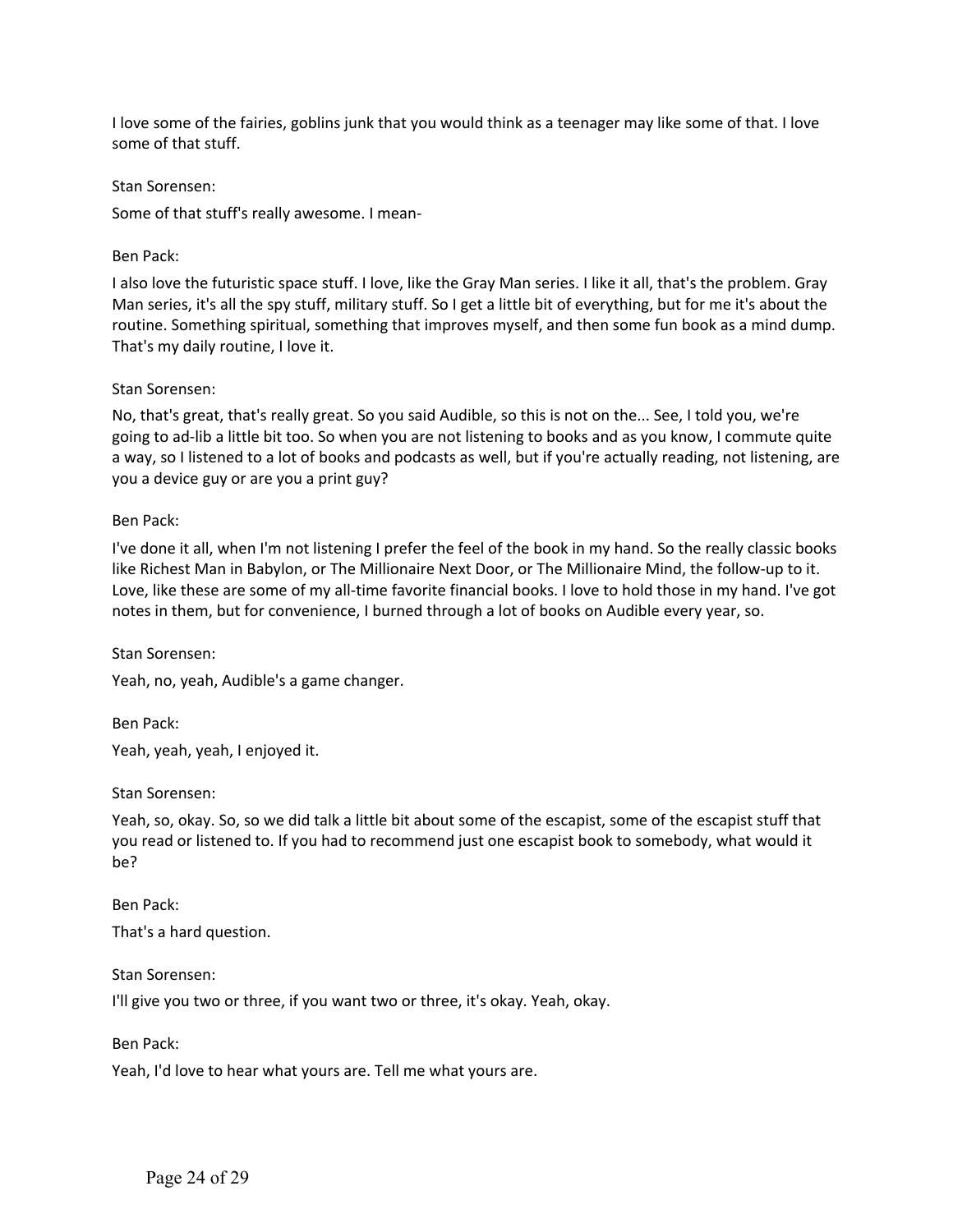I love some of the fairies, goblins junk that you would think as a teenager may like some of that. I love some of that stuff.

Stan Sorensen:

Some of that stuff's really awesome. I mean-

Ben Pack:

I also love the futuristic space stuff. I love, like the Gray Man series. I like it all, that's the problem. Gray Man series, it's all the spy stuff, military stuff. So I get a little bit of everything, but for me it's about the routine. Something spiritual, something that improves myself, and then some fun book as a mind dump. That's my daily routine, I love it.

Stan Sorensen:

No, that's great, that's really great. So you said Audible, so this is not on the... See, I told you, we're going to ad-lib a little bit too. So when you are not listening to books and as you know, I commute quite a way, so I listened to a lot of books and podcasts as well, but if you're actually reading, not listening, are you a device guy or are you a print guy?

Ben Pack:

I've done it all, when I'm not listening I prefer the feel of the book in my hand. So the really classic books like Richest Man in Babylon, or The Millionaire Next Door, or The Millionaire Mind, the follow-up to it. Love, like these are some of my all-time favorite financial books. I love to hold those in my hand. I've got notes in them, but for convenience, I burned through a lot of books on Audible every year, so.

Stan Sorensen:

Yeah, no, yeah, Audible's a game changer.

Ben Pack:

Yeah, yeah, yeah, I enjoyed it.

Stan Sorensen:

Yeah, so, okay. So, so we did talk a little bit about some of the escapist, some of the escapist stuff that you read or listened to. If you had to recommend just one escapist book to somebody, what would it be?

Ben Pack:

That's a hard question.

Stan Sorensen:

I'll give you two or three, if you want two or three, it's okay. Yeah, okay.

Ben Pack:

Yeah, I'd love to hear what yours are. Tell me what yours are.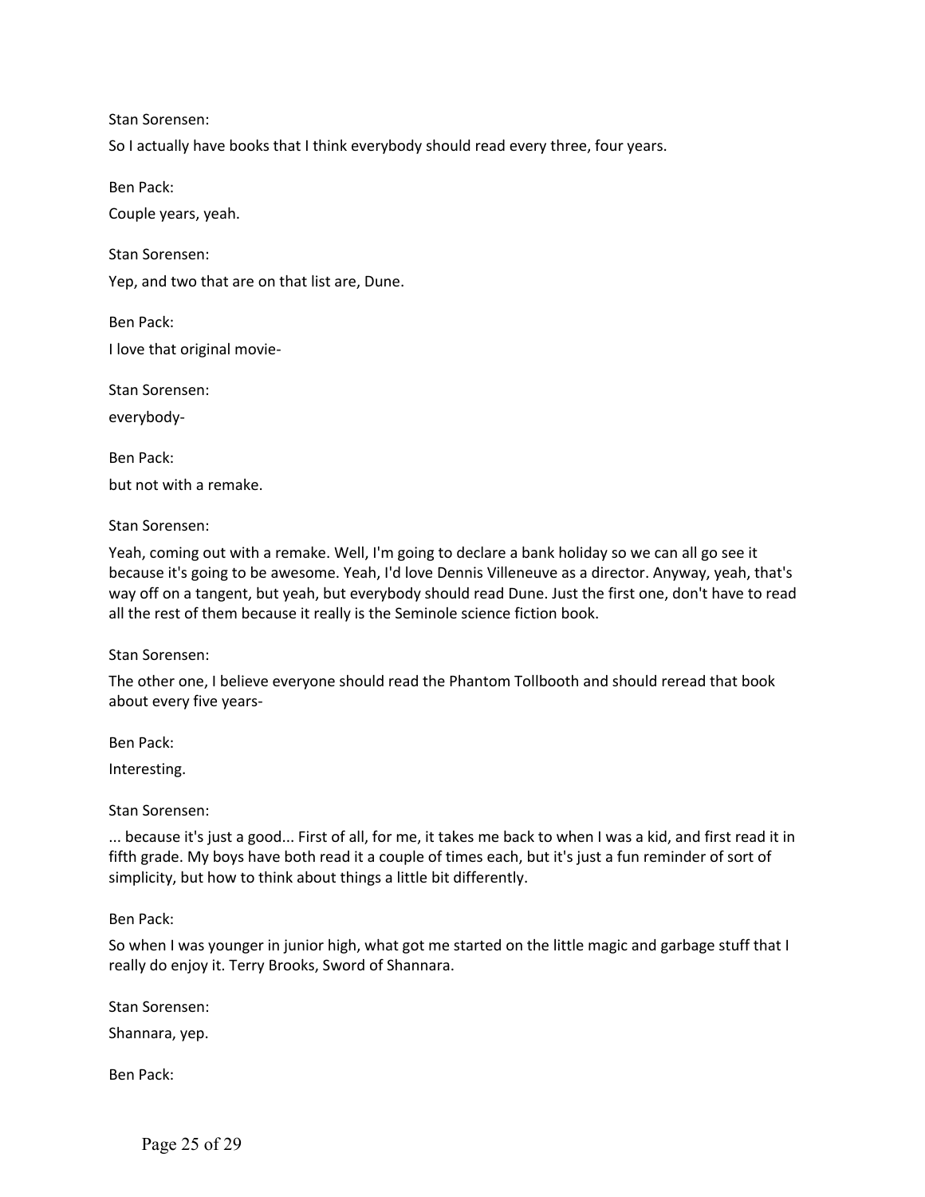Stan Sorensen:

So I actually have books that I think everybody should read every three, four years.

Ben Pack:

Couple years, yeah.

Stan Sorensen:

Yep, and two that are on that list are, Dune.

Ben Pack:

I love that original movie-

Stan Sorensen:

everybody-

Ben Pack:

but not with a remake.

Stan Sorensen:

Yeah, coming out with a remake. Well, I'm going to declare a bank holiday so we can all go see it because it's going to be awesome. Yeah, I'd love Dennis Villeneuve as a director. Anyway, yeah, that's way off on a tangent, but yeah, but everybody should read Dune. Just the first one, don't have to read all the rest of them because it really is the Seminole science fiction book.

Stan Sorensen:

The other one, I believe everyone should read the Phantom Tollbooth and should reread that book about every five years-

Ben Pack:

Interesting.

Stan Sorensen:

... because it's just a good... First of all, for me, it takes me back to when I was a kid, and first read it in fifth grade. My boys have both read it a couple of times each, but it's just a fun reminder of sort of simplicity, but how to think about things a little bit differently.

Ben Pack:

So when I was younger in junior high, what got me started on the little magic and garbage stuff that I really do enjoy it. Terry Brooks, Sword of Shannara.

Stan Sorensen:

Shannara, yep.

Ben Pack: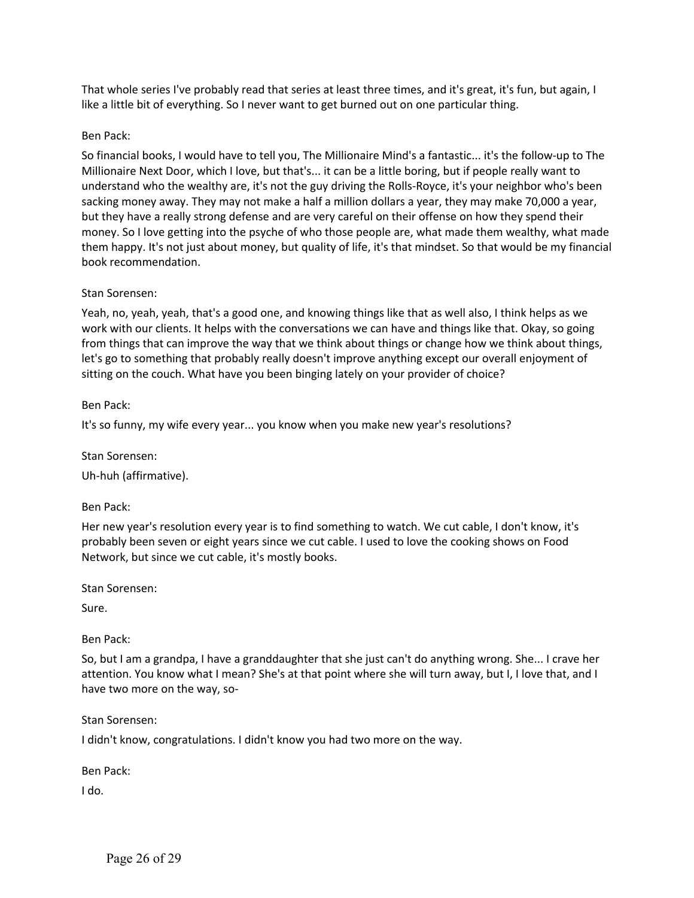That whole series I've probably read that series at least three times, and it's great, it's fun, but again, I like a little bit of everything. So I never want to get burned out on one particular thing.

Ben Pack:

So financial books, I would have to tell you, The Millionaire Mind's a fantastic... it's the follow-up to The Millionaire Next Door, which I love, but that's... it can be a little boring, but if people really want to understand who the wealthy are, it's not the guy driving the Rolls-Royce, it's your neighbor who's been sacking money away. They may not make a half a million dollars a year, they may make 70,000 a year, but they have a really strong defense and are very careful on their offense on how they spend their money. So I love getting into the psyche of who those people are, what made them wealthy, what made them happy. It's not just about money, but quality of life, it's that mindset. So that would be my financial book recommendation.

Stan Sorensen:

Yeah, no, yeah, yeah, that's a good one, and knowing things like that as well also, I think helps as we work with our clients. It helps with the conversations we can have and things like that. Okay, so going from things that can improve the way that we think about things or change how we think about things, let's go to something that probably really doesn't improve anything except our overall enjoyment of sitting on the couch. What have you been binging lately on your provider of choice?

Ben Pack:

It's so funny, my wife every year... you know when you make new year's resolutions?

Stan Sorensen:

Uh-huh (affirmative).

Ben Pack:

Her new year's resolution every year is to find something to watch. We cut cable, I don't know, it's probably been seven or eight years since we cut cable. I used to love the cooking shows on Food Network, but since we cut cable, it's mostly books.

Stan Sorensen:

Sure.

Ben Pack:

So, but I am a grandpa, I have a granddaughter that she just can't do anything wrong. She... I crave her attention. You know what I mean? She's at that point where she will turn away, but I, I love that, and I have two more on the way, so-

Stan Sorensen:

I didn't know, congratulations. I didn't know you had two more on the way.

Ben Pack:

I do.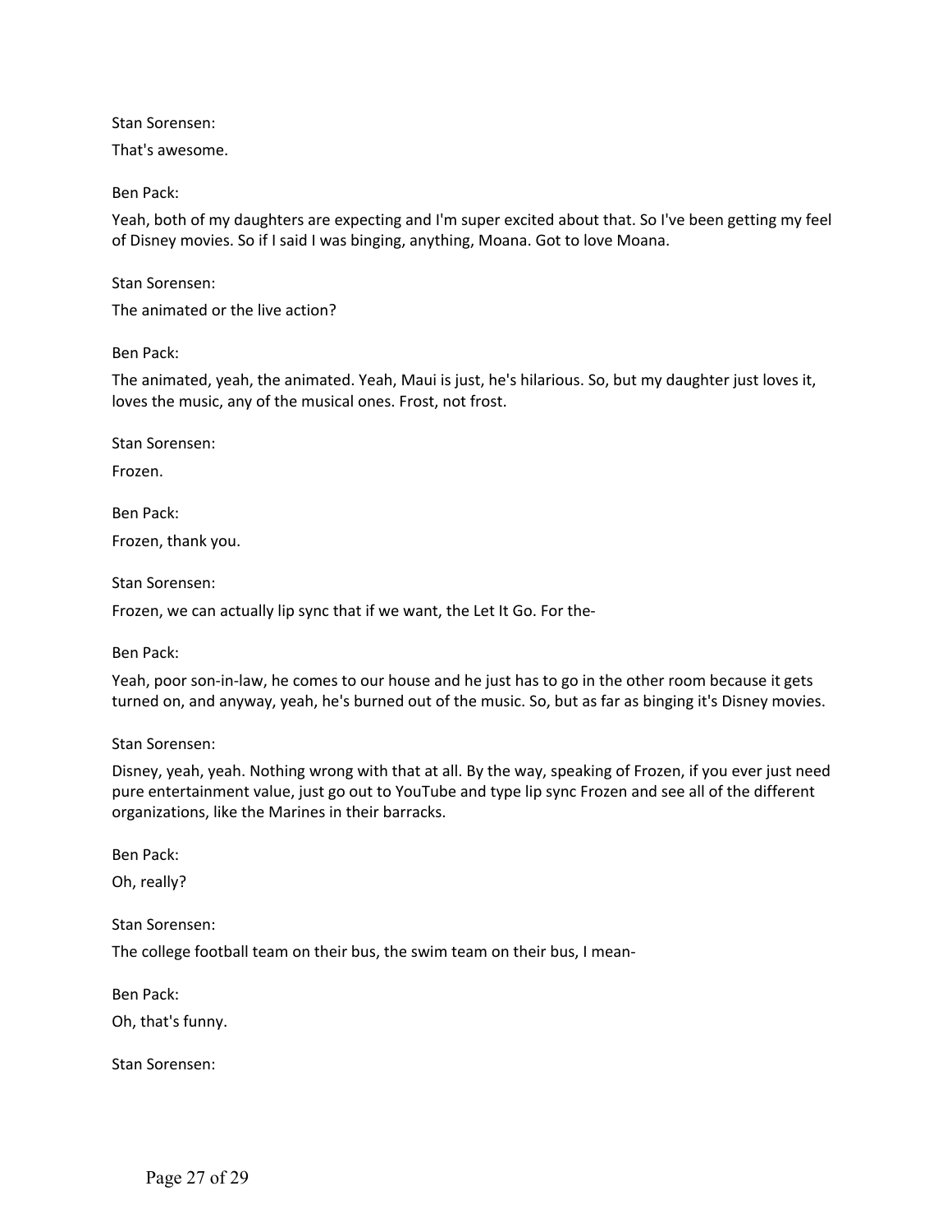Stan Sorensen:

That's awesome.

Ben Pack:

Yeah, both of my daughters are expecting and I'm super excited about that. So I've been getting my feel of Disney movies. So if I said I was binging, anything, Moana. Got to love Moana.

Stan Sorensen:

The animated or the live action?

Ben Pack:

The animated, yeah, the animated. Yeah, Maui is just, he's hilarious. So, but my daughter just loves it, loves the music, any of the musical ones. Frost, not frost.

Stan Sorensen:

Frozen.

Ben Pack:

Frozen, thank you.

Stan Sorensen:

Frozen, we can actually lip sync that if we want, the Let It Go. For the-

Ben Pack:

Yeah, poor son-in-law, he comes to our house and he just has to go in the other room because it gets turned on, and anyway, yeah, he's burned out of the music. So, but as far as binging it's Disney movies.

Stan Sorensen:

Disney, yeah, yeah. Nothing wrong with that at all. By the way, speaking of Frozen, if you ever just need pure entertainment value, just go out to YouTube and type lip sync Frozen and see all of the different organizations, like the Marines in their barracks.

Ben Pack:

Oh, really?

Stan Sorensen:

The college football team on their bus, the swim team on their bus, I mean-

Ben Pack:

Oh, that's funny.

Stan Sorensen: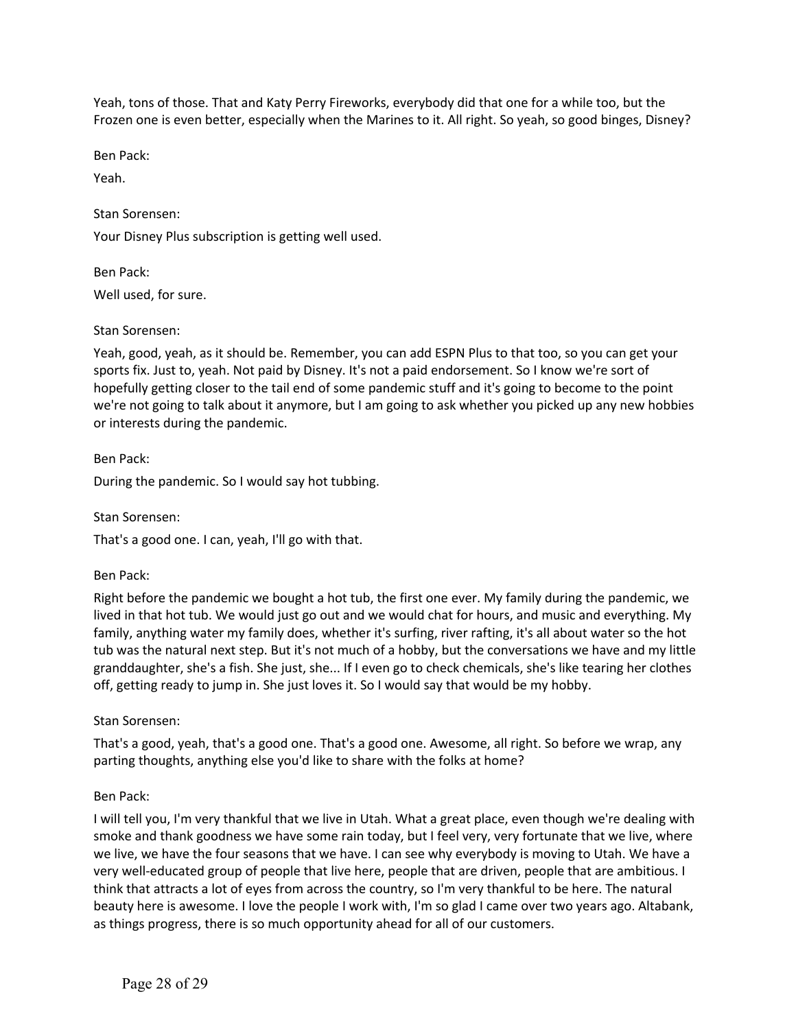Yeah, tons of those. That and Katy Perry Fireworks, everybody did that one for a while too, but the Frozen one is even better, especially when the Marines to it. All right. So yeah, so good binges, Disney?

Ben Pack:

Yeah.

Stan Sorensen:

Your Disney Plus subscription is getting well used.

Ben Pack:

Well used, for sure.

Stan Sorensen:

Yeah, good, yeah, as it should be. Remember, you can add ESPN Plus to that too, so you can get your sports fix. Just to, yeah. Not paid by Disney. It's not a paid endorsement. So I know we're sort of hopefully getting closer to the tail end of some pandemic stuff and it's going to become to the point we're not going to talk about it anymore, but I am going to ask whether you picked up any new hobbies or interests during the pandemic.

Ben Pack:

During the pandemic. So I would say hot tubbing.

Stan Sorensen:

That's a good one. I can, yeah, I'll go with that.

Ben Pack:

Right before the pandemic we bought a hot tub, the first one ever. My family during the pandemic, we lived in that hot tub. We would just go out and we would chat for hours, and music and everything. My family, anything water my family does, whether it's surfing, river rafting, it's all about water so the hot tub was the natural next step. But it's not much of a hobby, but the conversations we have and my little granddaughter, she's a fish. She just, she... If I even go to check chemicals, she's like tearing her clothes off, getting ready to jump in. She just loves it. So I would say that would be my hobby.

Stan Sorensen:

That's a good, yeah, that's a good one. That's a good one. Awesome, all right. So before we wrap, any parting thoughts, anything else you'd like to share with the folks at home?

Ben Pack:

I will tell you, I'm very thankful that we live in Utah. What a great place, even though we're dealing with smoke and thank goodness we have some rain today, but I feel very, very fortunate that we live, where we live, we have the four seasons that we have. I can see why everybody is moving to Utah. We have a very well-educated group of people that live here, people that are driven, people that are ambitious. I think that attracts a lot of eyes from across the country, so I'm very thankful to be here. The natural beauty here is awesome. I love the people I work with, I'm so glad I came over two years ago. Altabank, as things progress, there is so much opportunity ahead for all of our customers.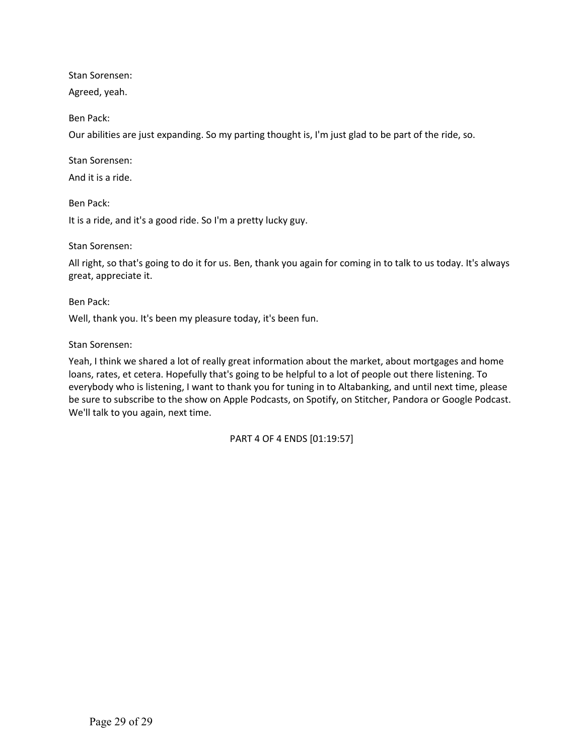Stan Sorensen:

Agreed, yeah.

Ben Pack:

Our abilities are just expanding. So my parting thought is, I'm just glad to be part of the ride, so.

Stan Sorensen:

And it is a ride.

Ben Pack:

It is a ride, and it's a good ride. So I'm a pretty lucky guy.

Stan Sorensen:

All right, so that's going to do it for us. Ben, thank you again for coming in to talk to us today. It's always great, appreciate it.

Ben Pack:

Well, thank you. It's been my pleasure today, it's been fun.

Stan Sorensen:

Yeah, I think we shared a lot of really great information about the market, about mortgages and home loans, rates, et cetera. Hopefully that's going to be helpful to a lot of people out there listening. To everybody who is listening, I want to thank you for tuning in to Altabanking, and until next time, please be sure to subscribe to the show on Apple Podcasts, on Spotify, on Stitcher, Pandora or Google Podcast. We'll talk to you again, next time.

PART 4 OF 4 ENDS [01:19:57]